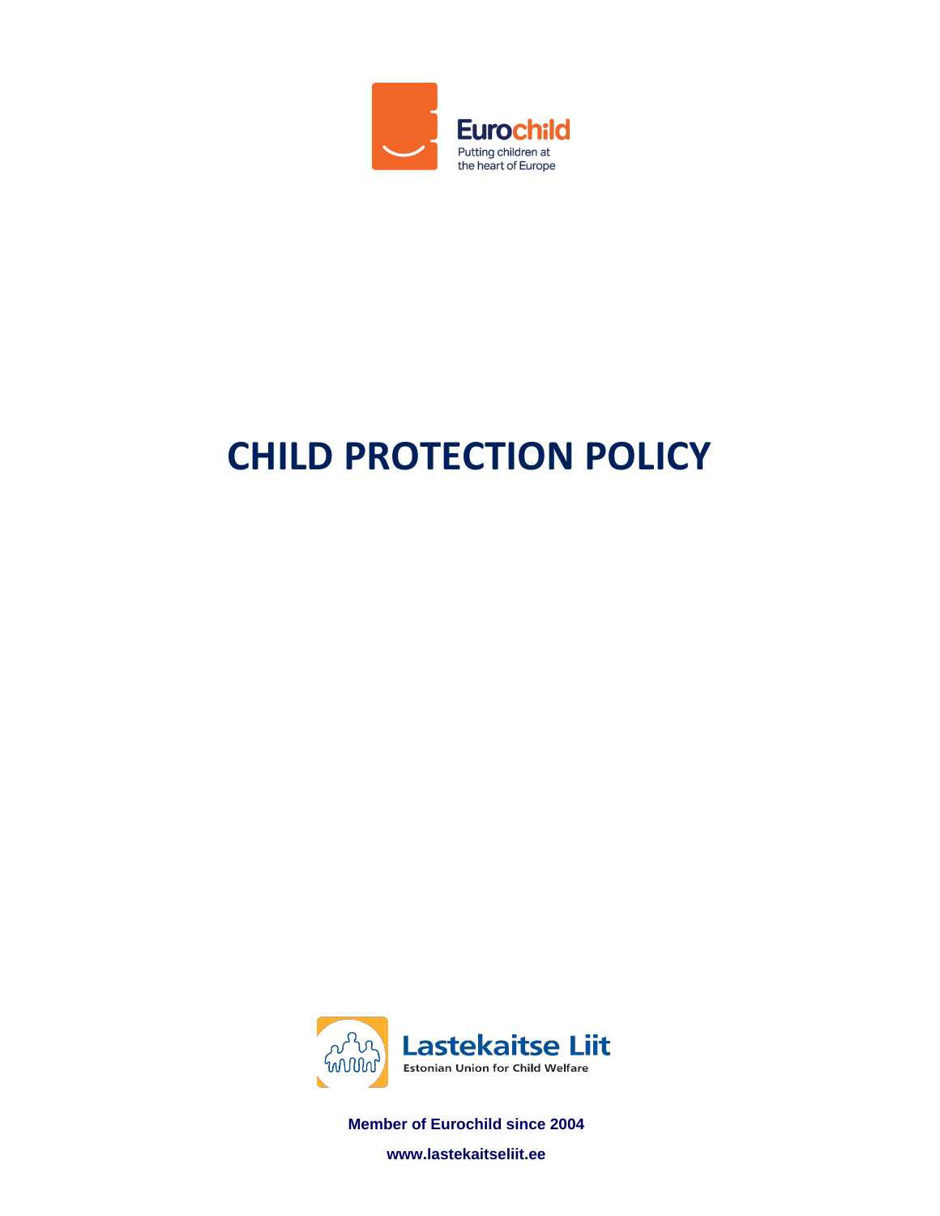Eurochild

Putting children at the heart of Europe

# CHILD PROTECTION POLICY

Lastekaitse Liit

Estonian Union for Child Welfare

**Member of Eurochild since 2004**

**www.lastekaitseliit.ee**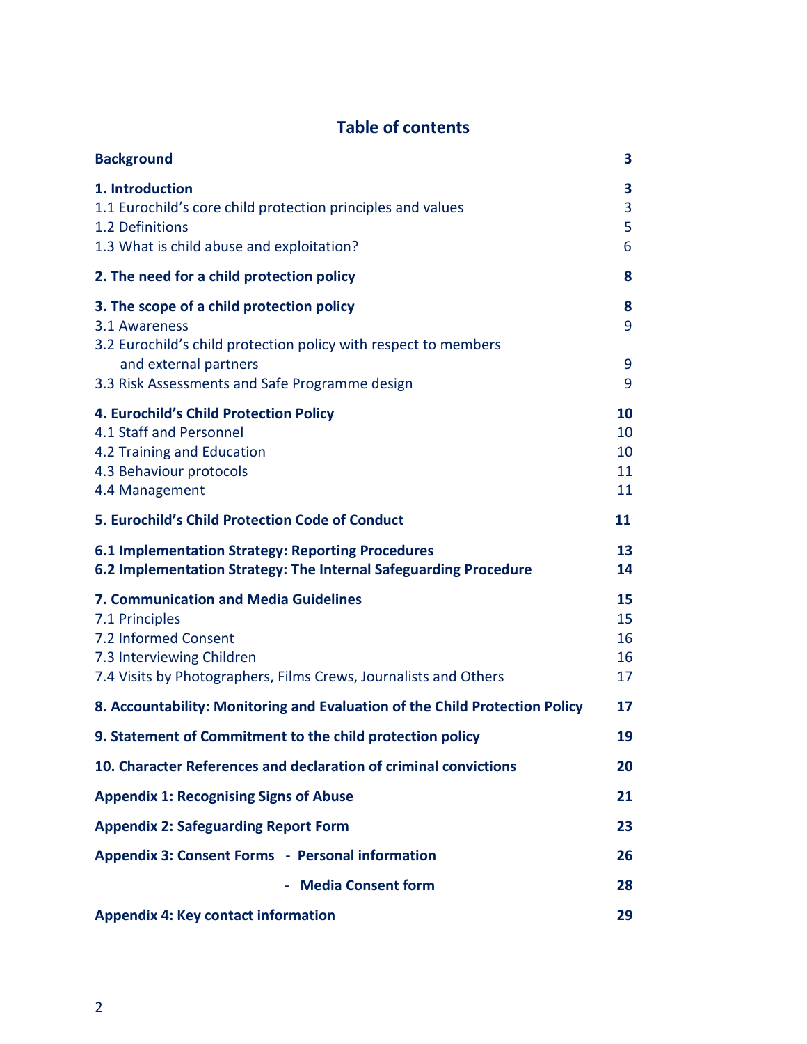## Table of contents

| | |
|---|---|
| **Background** | **3** |
| **1. Introduction** | **3** |
| 1.1 Eurochild's core child protection principles and values | 3 |
| 1.2 Definitions | 5 |
| 1.3 What is child abuse and exploitation? | 6 |
| **2. The need for a child protection policy** | **8** |
| **3. The scope of a child protection policy** | **8** |
| 3.1 Awareness | 9 |
| 3.2 Eurochild's child protection policy with respect to members and external partners | 9 |
| 3.3 Risk Assessments and Safe Programme design | 9 |
| **4. Eurochild's Child Protection Policy** | **10** |
| 4.1 Staff and Personnel | 10 |
| 4.2 Training and Education | 10 |
| 4.3 Behaviour protocols | 11 |
| 4.4 Management | 11 |
| **5. Eurochild's Child Protection Code of Conduct** | **11** |
| **6.1 Implementation Strategy: Reporting Procedures** | **13** |
| **6.2 Implementation Strategy: The Internal Safeguarding Procedure** | **14** |
| **7. Communication and Media Guidelines** | **15** |
| 7.1 Principles | 15 |
| 7.2 Informed Consent | 16 |
| 7.3 Interviewing Children | 16 |
| 7.4 Visits by Photographers, Films Crews, Journalists and Others | 17 |
| **8. Accountability: Monitoring and Evaluation of the Child Protection Policy** | **17** |
| **9. Statement of Commitment to the child protection policy** | **19** |
| **10. Character References and declaration of criminal convictions** | **20** |
| **Appendix 1: Recognising Signs of Abuse** | **21** |
| **Appendix 2: Safeguarding Report Form** | **23** |
| **Appendix 3: Consent Forms - Personal information** | **26** |
| **- Media Consent form** | **28** |
| **Appendix 4: Key contact information** | **29** |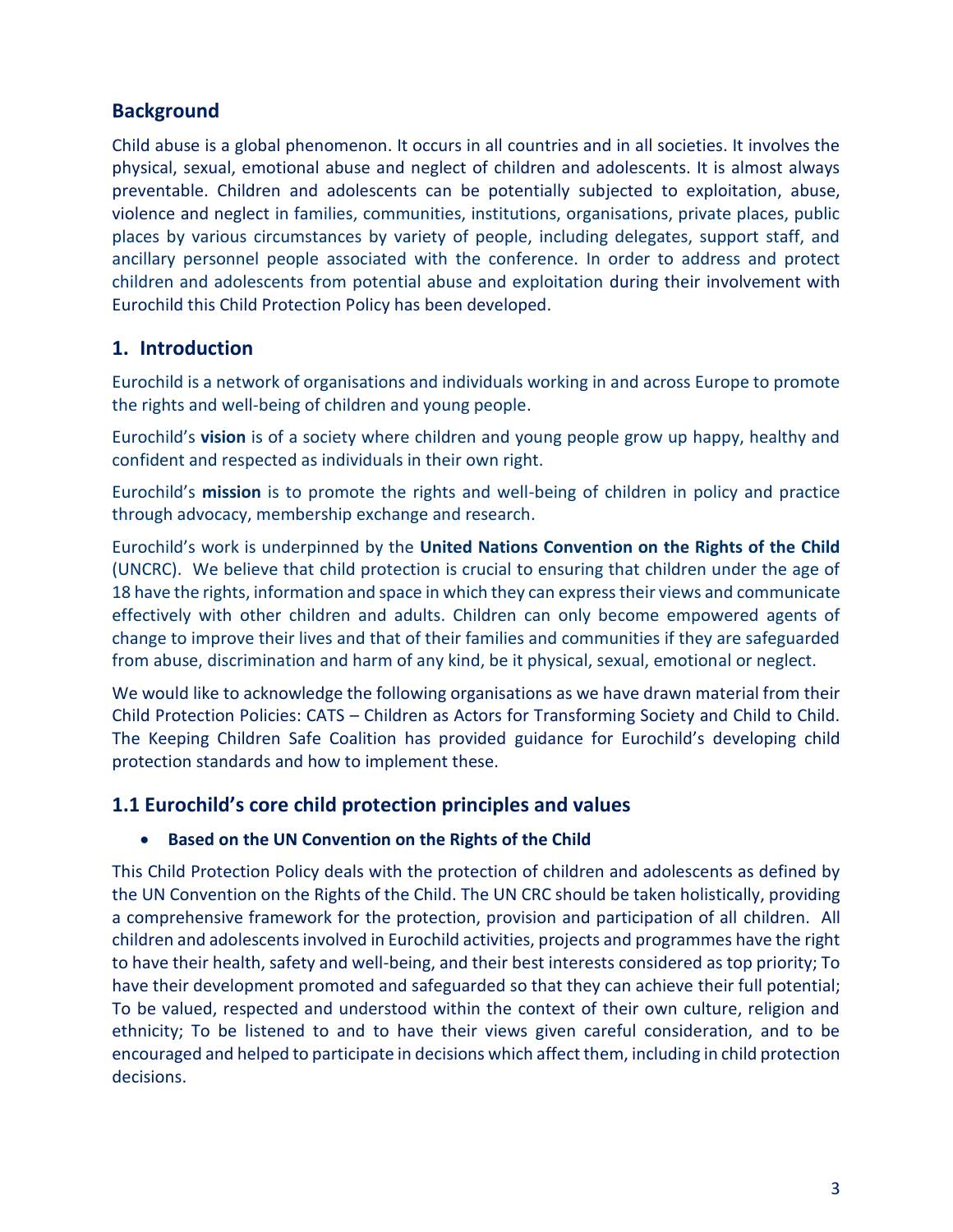## Background

Child abuse is a global phenomenon. It occurs in all countries and in all societies. It involves the physical, sexual, emotional abuse and neglect of children and adolescents. It is almost always preventable. Children and adolescents can be potentially subjected to exploitation, abuse, violence and neglect in families, communities, institutions, organisations, private places, public places by various circumstances by variety of people, including delegates, support staff, and ancillary personnel people associated with the conference. In order to address and protect children and adolescents from potential abuse and exploitation during their involvement with Eurochild this Child Protection Policy has been developed.

## 1. Introduction

Eurochild is a network of organisations and individuals working in and across Europe to promote the rights and well-being of children and young people.

Eurochild's **vision** is of a society where children and young people grow up happy, healthy and confident and respected as individuals in their own right.

Eurochild's **mission** is to promote the rights and well-being of children in policy and practice through advocacy, membership exchange and research.

Eurochild's work is underpinned by the **United Nations Convention on the Rights of the Child** (UNCRC). We believe that child protection is crucial to ensuring that children under the age of 18 have the rights, information and space in which they can express their views and communicate effectively with other children and adults. Children can only become empowered agents of change to improve their lives and that of their families and communities if they are safeguarded from abuse, discrimination and harm of any kind, be it physical, sexual, emotional or neglect.

We would like to acknowledge the following organisations as we have drawn material from their Child Protection Policies: CATS – Children as Actors for Transforming Society and Child to Child. The Keeping Children Safe Coalition has provided guidance for Eurochild's developing child protection standards and how to implement these.

## 1.1 Eurochild's core child protection principles and values

- **Based on the UN Convention on the Rights of the Child**

This Child Protection Policy deals with the protection of children and adolescents as defined by the UN Convention on the Rights of the Child. The UN CRC should be taken holistically, providing a comprehensive framework for the protection, provision and participation of all children. All children and adolescents involved in Eurochild activities, projects and programmes have the right to have their health, safety and well-being, and their best interests considered as top priority; To have their development promoted and safeguarded so that they can achieve their full potential; To be valued, respected and understood within the context of their own culture, religion and ethnicity; To be listened to and to have their views given careful consideration, and to be encouraged and helped to participate in decisions which affect them, including in child protection decisions.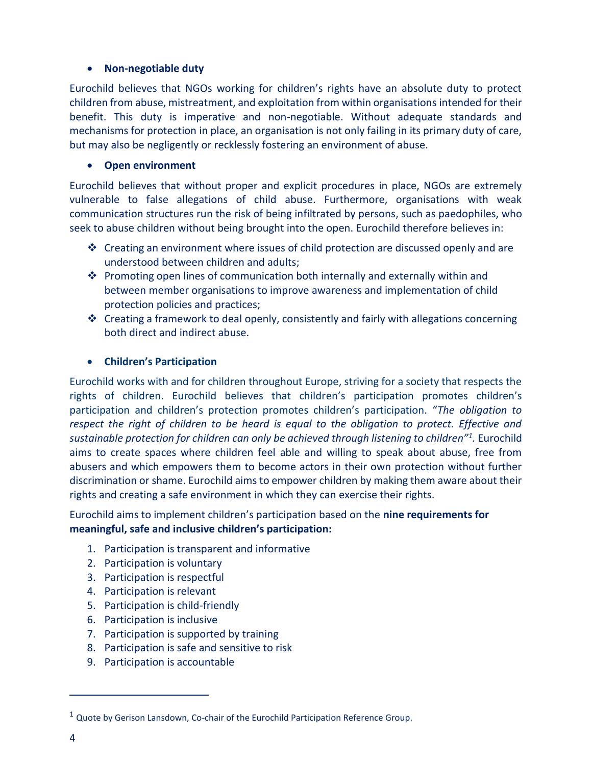- **Non-negotiable duty**

Eurochild believes that NGOs working for children's rights have an absolute duty to protect children from abuse, mistreatment, and exploitation from within organisations intended for their benefit. This duty is imperative and non-negotiable. Without adequate standards and mechanisms for protection in place, an organisation is not only failing in its primary duty of care, but may also be negligently or recklessly fostering an environment of abuse.

- **Open environment**

Eurochild believes that without proper and explicit procedures in place, NGOs are extremely vulnerable to false allegations of child abuse. Furthermore, organisations with weak communication structures run the risk of being infiltrated by persons, such as paedophiles, who seek to abuse children without being brought into the open. Eurochild therefore believes in:

- Creating an environment where issues of child protection are discussed openly and are understood between children and adults;
- Promoting open lines of communication both internally and externally within and between member organisations to improve awareness and implementation of child protection policies and practices;
- Creating a framework to deal openly, consistently and fairly with allegations concerning both direct and indirect abuse.

- **Children's Participation**

Eurochild works with and for children throughout Europe, striving for a society that respects the rights of children. Eurochild believes that children's participation promotes children's participation and children's protection promotes children's participation. "*The obligation to respect the right of children to be heard is equal to the obligation to protect. Effective and sustainable protection for children can only be achieved through listening to children*"[1]. Eurochild aims to create spaces where children feel able and willing to speak about abuse, free from abusers and which empowers them to become actors in their own protection without further discrimination or shame. Eurochild aims to empower children by making them aware about their rights and creating a safe environment in which they can exercise their rights.

Eurochild aims to implement children's participation based on the **nine requirements for meaningful, safe and inclusive children's participation:**

1. Participation is transparent and informative
2. Participation is voluntary
3. Participation is respectful
4. Participation is relevant
5. Participation is child-friendly
6. Participation is inclusive
7. Participation is supported by training
8. Participation is safe and sensitive to risk
9. Participation is accountable

---

[1] Quote by Gerison Lansdown, Co-chair of the Eurochild Participation Reference Group.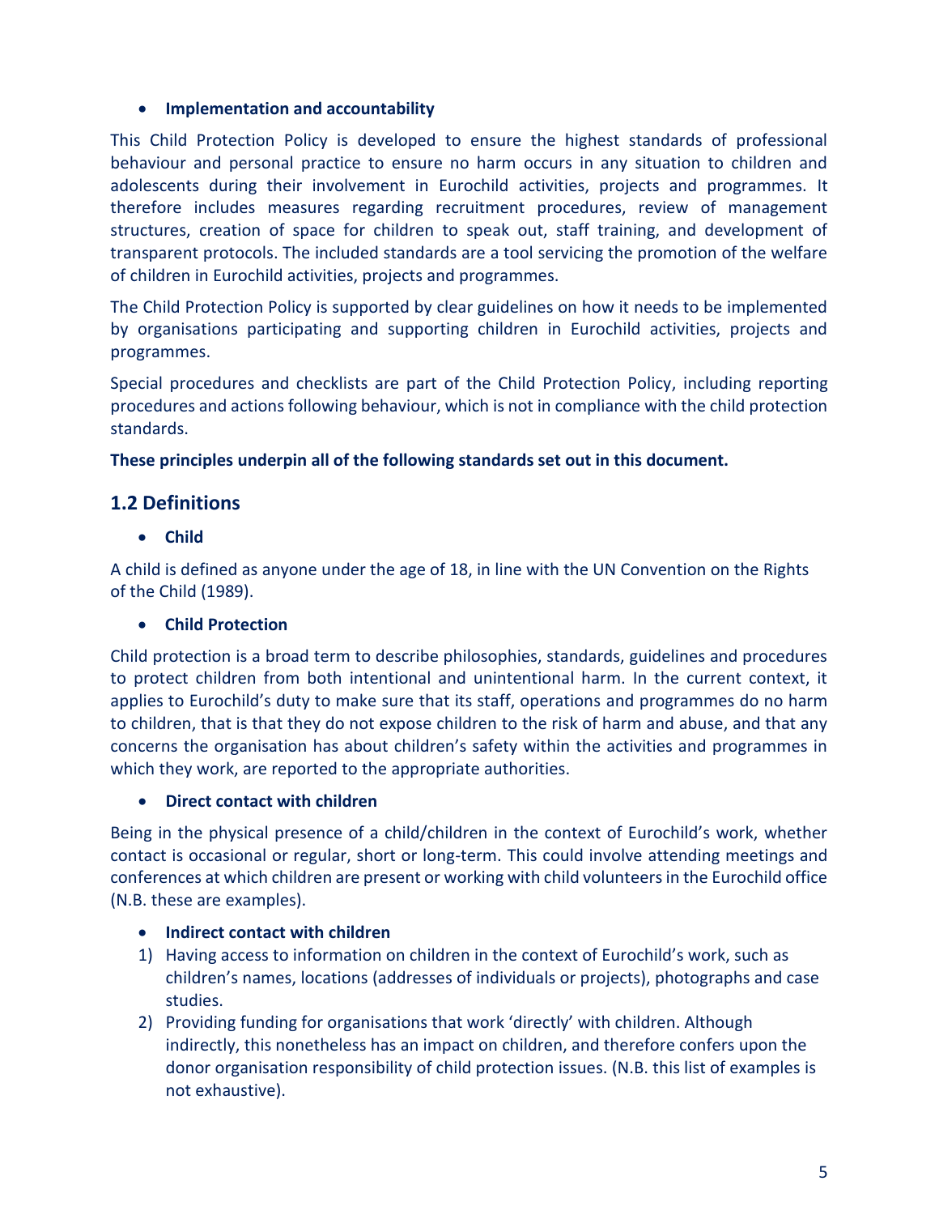- **Implementation and accountability**

This Child Protection Policy is developed to ensure the highest standards of professional behaviour and personal practice to ensure no harm occurs in any situation to children and adolescents during their involvement in Eurochild activities, projects and programmes. It therefore includes measures regarding recruitment procedures, review of management structures, creation of space for children to speak out, staff training, and development of transparent protocols. The included standards are a tool servicing the promotion of the welfare of children in Eurochild activities, projects and programmes.

The Child Protection Policy is supported by clear guidelines on how it needs to be implemented by organisations participating and supporting children in Eurochild activities, projects and programmes.

Special procedures and checklists are part of the Child Protection Policy, including reporting procedures and actions following behaviour, which is not in compliance with the child protection standards.

**These principles underpin all of the following standards set out in this document.**

## 1.2 Definitions

- **Child**

A child is defined as anyone under the age of 18, in line with the UN Convention on the Rights of the Child (1989).

- **Child Protection**

Child protection is a broad term to describe philosophies, standards, guidelines and procedures to protect children from both intentional and unintentional harm. In the current context, it applies to Eurochild's duty to make sure that its staff, operations and programmes do no harm to children, that is that they do not expose children to the risk of harm and abuse, and that any concerns the organisation has about children's safety within the activities and programmes in which they work, are reported to the appropriate authorities.

- **Direct contact with children**

Being in the physical presence of a child/children in the context of Eurochild's work, whether contact is occasional or regular, short or long-term. This could involve attending meetings and conferences at which children are present or working with child volunteers in the Eurochild office (N.B. these are examples).

- **Indirect contact with children**

1) Having access to information on children in the context of Eurochild's work, such as children's names, locations (addresses of individuals or projects), photographs and case studies.
2) Providing funding for organisations that work 'directly' with children. Although indirectly, this nonetheless has an impact on children, and therefore confers upon the donor organisation responsibility of child protection issues. (N.B. this list of examples is not exhaustive).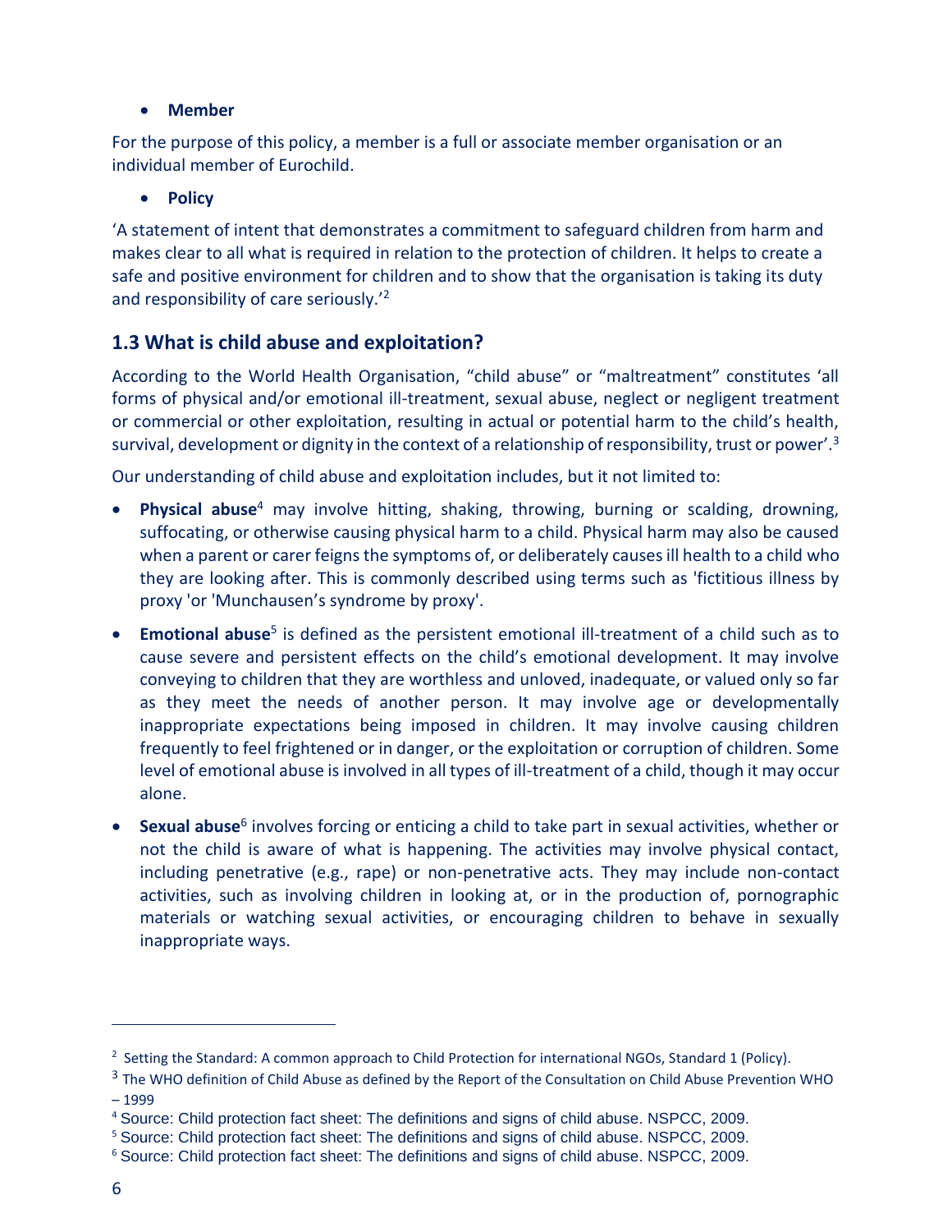- **Member**

For the purpose of this policy, a member is a full or associate member organisation or an individual member of Eurochild.

- **Policy**

'A statement of intent that demonstrates a commitment to safeguard children from harm and makes clear to all what is required in relation to the protection of children. It helps to create a safe and positive environment for children and to show that the organisation is taking its duty and responsibility of care seriously.'[2]

## 1.3 What is child abuse and exploitation?

According to the World Health Organisation, "child abuse" or "maltreatment" constitutes 'all forms of physical and/or emotional ill-treatment, sexual abuse, neglect or negligent treatment or commercial or other exploitation, resulting in actual or potential harm to the child's health, survival, development or dignity in the context of a relationship of responsibility, trust or power'.[3]

Our understanding of child abuse and exploitation includes, but it not limited to:

- **Physical abuse**[4] may involve hitting, shaking, throwing, burning or scalding, drowning, suffocating, or otherwise causing physical harm to a child. Physical harm may also be caused when a parent or carer feigns the symptoms of, or deliberately causes ill health to a child who they are looking after. This is commonly described using terms such as 'fictitious illness by proxy 'or 'Munchausen's syndrome by proxy'.
- **Emotional abuse**[5] is defined as the persistent emotional ill-treatment of a child such as to cause severe and persistent effects on the child's emotional development. It may involve conveying to children that they are worthless and unloved, inadequate, or valued only so far as they meet the needs of another person. It may involve age or developmentally inappropriate expectations being imposed in children. It may involve causing children frequently to feel frightened or in danger, or the exploitation or corruption of children. Some level of emotional abuse is involved in all types of ill-treatment of a child, though it may occur alone.
- **Sexual abuse**[6] involves forcing or enticing a child to take part in sexual activities, whether or not the child is aware of what is happening. The activities may involve physical contact, including penetrative (e.g., rape) or non-penetrative acts. They may include non-contact activities, such as involving children in looking at, or in the production of, pornographic materials or watching sexual activities, or encouraging children to behave in sexually inappropriate ways.

---

[2] Setting the Standard: A common approach to Child Protection for international NGOs, Standard 1 (Policy).

[3] The WHO definition of Child Abuse as defined by the Report of the Consultation on Child Abuse Prevention WHO – 1999

[4] Source: Child protection fact sheet: The definitions and signs of child abuse. NSPCC, 2009.

[5] Source: Child protection fact sheet: The definitions and signs of child abuse. NSPCC, 2009.

[6] Source: Child protection fact sheet: The definitions and signs of child abuse. NSPCC, 2009.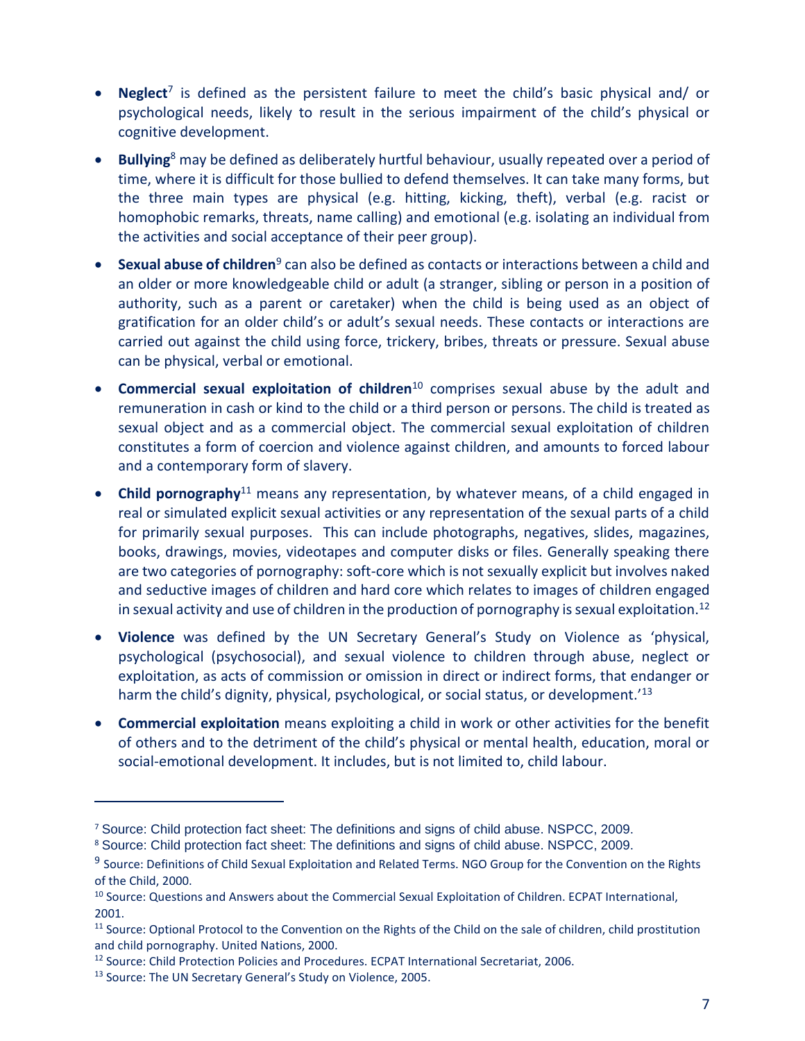- **Neglect**[7] is defined as the persistent failure to meet the child's basic physical and/ or psychological needs, likely to result in the serious impairment of the child's physical or cognitive development.
- **Bullying**[8] may be defined as deliberately hurtful behaviour, usually repeated over a period of time, where it is difficult for those bullied to defend themselves. It can take many forms, but the three main types are physical (e.g. hitting, kicking, theft), verbal (e.g. racist or homophobic remarks, threats, name calling) and emotional (e.g. isolating an individual from the activities and social acceptance of their peer group).
- **Sexual abuse of children**[9] can also be defined as contacts or interactions between a child and an older or more knowledgeable child or adult (a stranger, sibling or person in a position of authority, such as a parent or caretaker) when the child is being used as an object of gratification for an older child's or adult's sexual needs. These contacts or interactions are carried out against the child using force, trickery, bribes, threats or pressure. Sexual abuse can be physical, verbal or emotional.
- **Commercial sexual exploitation of children**[10] comprises sexual abuse by the adult and remuneration in cash or kind to the child or a third person or persons. The child is treated as sexual object and as a commercial object. The commercial sexual exploitation of children constitutes a form of coercion and violence against children, and amounts to forced labour and a contemporary form of slavery.
- **Child pornography**[11] means any representation, by whatever means, of a child engaged in real or simulated explicit sexual activities or any representation of the sexual parts of a child for primarily sexual purposes. This can include photographs, negatives, slides, magazines, books, drawings, movies, videotapes and computer disks or files. Generally speaking there are two categories of pornography: soft-core which is not sexually explicit but involves naked and seductive images of children and hard core which relates to images of children engaged in sexual activity and use of children in the production of pornography is sexual exploitation.[12]
- **Violence** was defined by the UN Secretary General's Study on Violence as 'physical, psychological (psychosocial), and sexual violence to children through abuse, neglect or exploitation, as acts of commission or omission in direct or indirect forms, that endanger or harm the child's dignity, physical, psychological, or social status, or development.'[13]
- **Commercial exploitation** means exploiting a child in work or other activities for the benefit of others and to the detriment of the child's physical or mental health, education, moral or social-emotional development. It includes, but is not limited to, child labour.

---

[7] Source: Child protection fact sheet: The definitions and signs of child abuse. NSPCC, 2009.

[8] Source: Child protection fact sheet: The definitions and signs of child abuse. NSPCC, 2009.

[9] Source: Definitions of Child Sexual Exploitation and Related Terms. NGO Group for the Convention on the Rights of the Child, 2000.

[10] Source: Questions and Answers about the Commercial Sexual Exploitation of Children. ECPAT International, 2001.

[11] Source: Optional Protocol to the Convention on the Rights of the Child on the sale of children, child prostitution and child pornography. United Nations, 2000.

[12] Source: Child Protection Policies and Procedures. ECPAT International Secretariat, 2006.

[13] Source: The UN Secretary General's Study on Violence, 2005.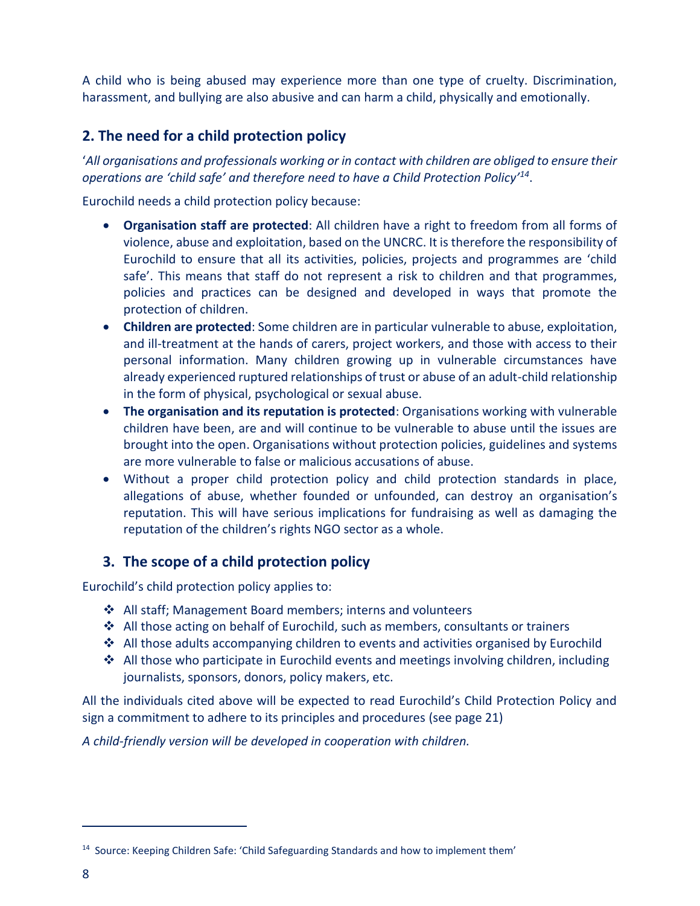A child who is being abused may experience more than one type of cruelty. Discrimination, harassment, and bullying are also abusive and can harm a child, physically and emotionally.

## 2. The need for a child protection policy

'*All organisations and professionals working or in contact with children are obliged to ensure their operations are 'child safe' and therefore need to have a Child Protection Policy'*[14].

Eurochild needs a child protection policy because:

- **Organisation staff are protected**: All children have a right to freedom from all forms of violence, abuse and exploitation, based on the UNCRC. It is therefore the responsibility of Eurochild to ensure that all its activities, policies, projects and programmes are 'child safe'. This means that staff do not represent a risk to children and that programmes, policies and practices can be designed and developed in ways that promote the protection of children.
- **Children are protected**: Some children are in particular vulnerable to abuse, exploitation, and ill-treatment at the hands of carers, project workers, and those with access to their personal information. Many children growing up in vulnerable circumstances have already experienced ruptured relationships of trust or abuse of an adult-child relationship in the form of physical, psychological or sexual abuse.
- **The organisation and its reputation is protected**: Organisations working with vulnerable children have been, are and will continue to be vulnerable to abuse until the issues are brought into the open. Organisations without protection policies, guidelines and systems are more vulnerable to false or malicious accusations of abuse.
- Without a proper child protection policy and child protection standards in place, allegations of abuse, whether founded or unfounded, can destroy an organisation's reputation. This will have serious implications for fundraising as well as damaging the reputation of the children's rights NGO sector as a whole.

## 3. The scope of a child protection policy

Eurochild's child protection policy applies to:

- All staff; Management Board members; interns and volunteers
- All those acting on behalf of Eurochild, such as members, consultants or trainers
- All those adults accompanying children to events and activities organised by Eurochild
- All those who participate in Eurochild events and meetings involving children, including journalists, sponsors, donors, policy makers, etc.

All the individuals cited above will be expected to read Eurochild's Child Protection Policy and sign a commitment to adhere to its principles and procedures (see page 21)

*A child-friendly version will be developed in cooperation with children.*

[14] Source: Keeping Children Safe: 'Child Safeguarding Standards and how to implement them'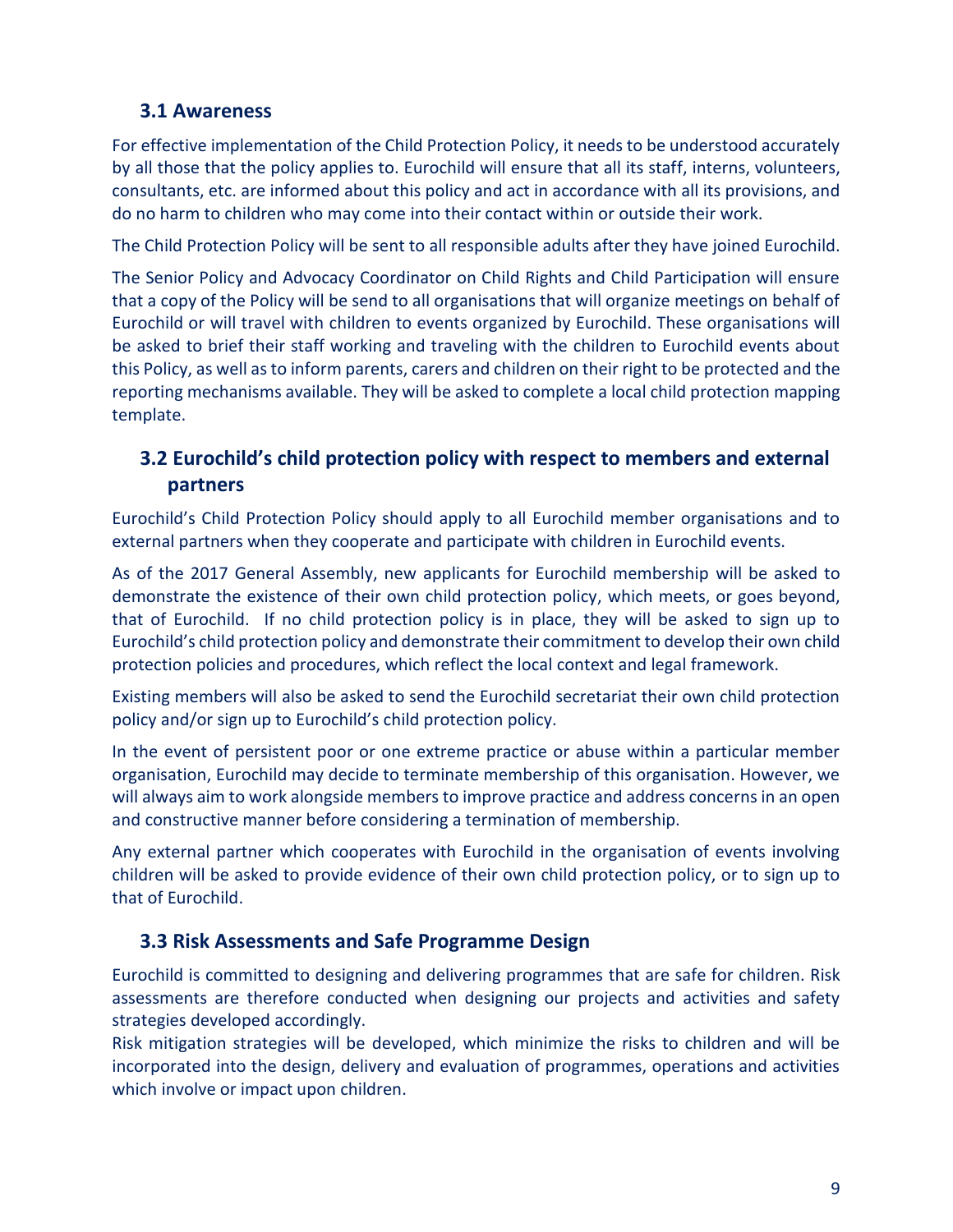### 3.1 Awareness

For effective implementation of the Child Protection Policy, it needs to be understood accurately by all those that the policy applies to. Eurochild will ensure that all its staff, interns, volunteers, consultants, etc. are informed about this policy and act in accordance with all its provisions, and do no harm to children who may come into their contact within or outside their work.

The Child Protection Policy will be sent to all responsible adults after they have joined Eurochild.

The Senior Policy and Advocacy Coordinator on Child Rights and Child Participation will ensure that a copy of the Policy will be send to all organisations that will organize meetings on behalf of Eurochild or will travel with children to events organized by Eurochild. These organisations will be asked to brief their staff working and traveling with the children to Eurochild events about this Policy, as well as to inform parents, carers and children on their right to be protected and the reporting mechanisms available. They will be asked to complete a local child protection mapping template.

### 3.2 Eurochild's child protection policy with respect to members and external partners

Eurochild's Child Protection Policy should apply to all Eurochild member organisations and to external partners when they cooperate and participate with children in Eurochild events.

As of the 2017 General Assembly, new applicants for Eurochild membership will be asked to demonstrate the existence of their own child protection policy, which meets, or goes beyond, that of Eurochild. If no child protection policy is in place, they will be asked to sign up to Eurochild's child protection policy and demonstrate their commitment to develop their own child protection policies and procedures, which reflect the local context and legal framework.

Existing members will also be asked to send the Eurochild secretariat their own child protection policy and/or sign up to Eurochild's child protection policy.

In the event of persistent poor or one extreme practice or abuse within a particular member organisation, Eurochild may decide to terminate membership of this organisation. However, we will always aim to work alongside members to improve practice and address concerns in an open and constructive manner before considering a termination of membership.

Any external partner which cooperates with Eurochild in the organisation of events involving children will be asked to provide evidence of their own child protection policy, or to sign up to that of Eurochild.

### 3.3 Risk Assessments and Safe Programme Design

Eurochild is committed to designing and delivering programmes that are safe for children. Risk assessments are therefore conducted when designing our projects and activities and safety strategies developed accordingly.

Risk mitigation strategies will be developed, which minimize the risks to children and will be incorporated into the design, delivery and evaluation of programmes, operations and activities which involve or impact upon children.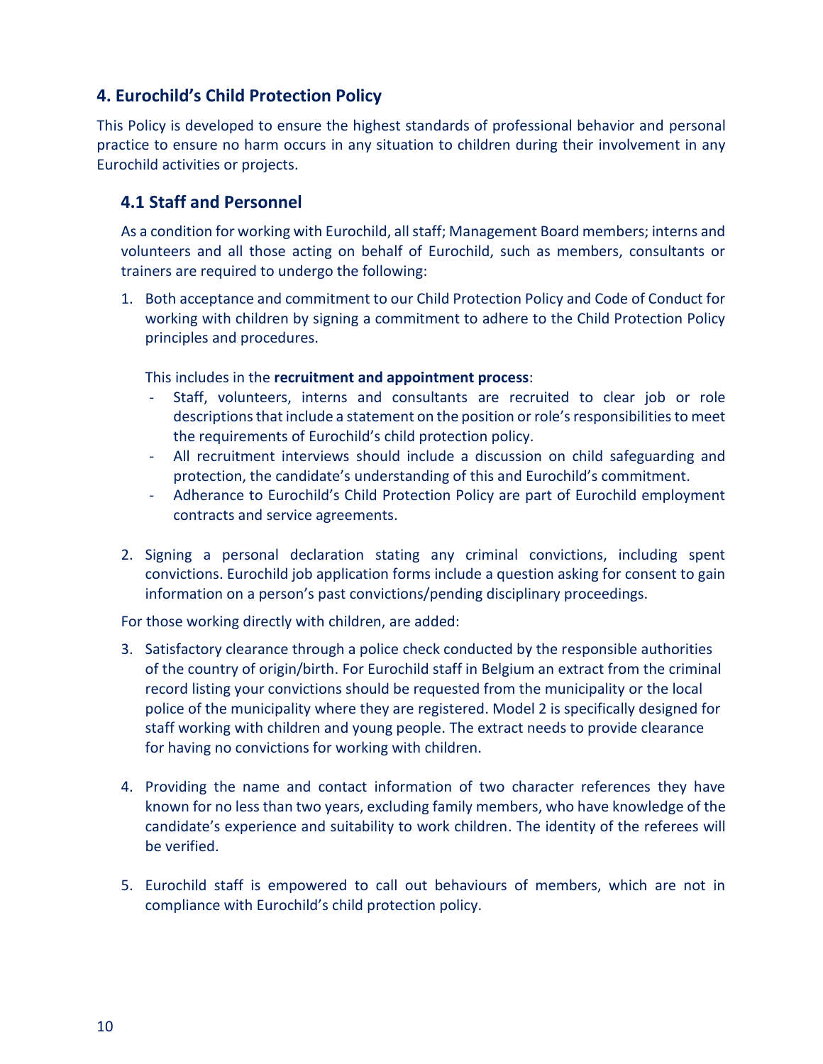## 4. Eurochild's Child Protection Policy

This Policy is developed to ensure the highest standards of professional behavior and personal practice to ensure no harm occurs in any situation to children during their involvement in any Eurochild activities or projects.

### 4.1 Staff and Personnel

As a condition for working with Eurochild, all staff; Management Board members; interns and volunteers and all those acting on behalf of Eurochild, such as members, consultants or trainers are required to undergo the following:

1. Both acceptance and commitment to our Child Protection Policy and Code of Conduct for working with children by signing a commitment to adhere to the Child Protection Policy principles and procedures.

   This includes in the **recruitment and appointment process**:
   - Staff, volunteers, interns and consultants are recruited to clear job or role descriptions that include a statement on the position or role's responsibilities to meet the requirements of Eurochild's child protection policy.
   - All recruitment interviews should include a discussion on child safeguarding and protection, the candidate's understanding of this and Eurochild's commitment.
   - Adherance to Eurochild's Child Protection Policy are part of Eurochild employment contracts and service agreements.

2. Signing a personal declaration stating any criminal convictions, including spent convictions. Eurochild job application forms include a question asking for consent to gain information on a person's past convictions/pending disciplinary proceedings.

For those working directly with children, are added:

3. Satisfactory clearance through a police check conducted by the responsible authorities of the country of origin/birth. For Eurochild staff in Belgium an extract from the criminal record listing your convictions should be requested from the municipality or the local police of the municipality where they are registered. Model 2 is specifically designed for staff working with children and young people. The extract needs to provide clearance for having no convictions for working with children.

4. Providing the name and contact information of two character references they have known for no less than two years, excluding family members, who have knowledge of the candidate's experience and suitability to work children. The identity of the referees will be verified.

5. Eurochild staff is empowered to call out behaviours of members, which are not in compliance with Eurochild's child protection policy.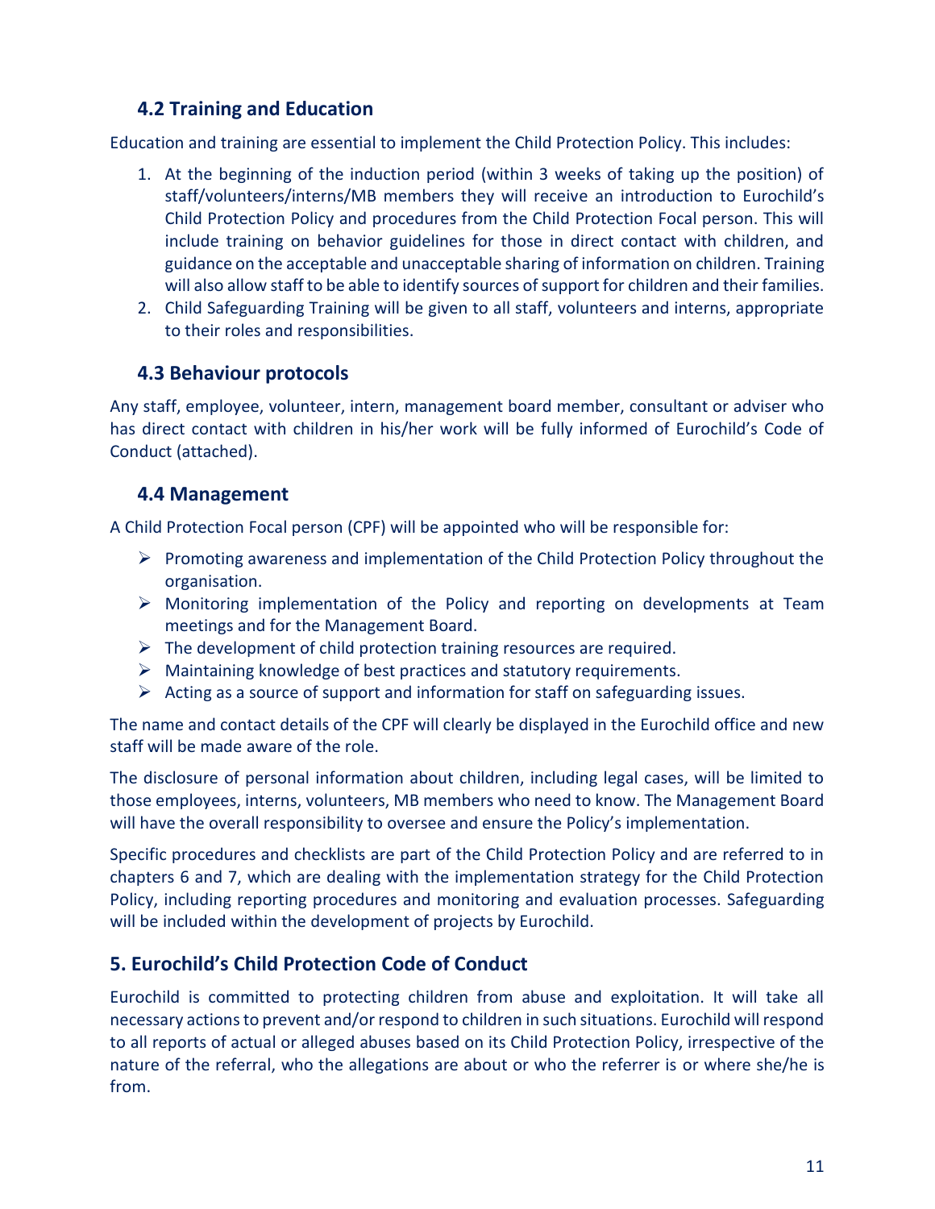### 4.2 Training and Education

Education and training are essential to implement the Child Protection Policy. This includes:

1. At the beginning of the induction period (within 3 weeks of taking up the position) of staff/volunteers/interns/MB members they will receive an introduction to Eurochild's Child Protection Policy and procedures from the Child Protection Focal person. This will include training on behavior guidelines for those in direct contact with children, and guidance on the acceptable and unacceptable sharing of information on children. Training will also allow staff to be able to identify sources of support for children and their families.
2. Child Safeguarding Training will be given to all staff, volunteers and interns, appropriate to their roles and responsibilities.

### 4.3 Behaviour protocols

Any staff, employee, volunteer, intern, management board member, consultant or adviser who has direct contact with children in his/her work will be fully informed of Eurochild's Code of Conduct (attached).

### 4.4 Management

A Child Protection Focal person (CPF) will be appointed who will be responsible for:

- Promoting awareness and implementation of the Child Protection Policy throughout the organisation.
- Monitoring implementation of the Policy and reporting on developments at Team meetings and for the Management Board.
- The development of child protection training resources are required.
- Maintaining knowledge of best practices and statutory requirements.
- Acting as a source of support and information for staff on safeguarding issues.

The name and contact details of the CPF will clearly be displayed in the Eurochild office and new staff will be made aware of the role.

The disclosure of personal information about children, including legal cases, will be limited to those employees, interns, volunteers, MB members who need to know. The Management Board will have the overall responsibility to oversee and ensure the Policy's implementation.

Specific procedures and checklists are part of the Child Protection Policy and are referred to in chapters 6 and 7, which are dealing with the implementation strategy for the Child Protection Policy, including reporting procedures and monitoring and evaluation processes. Safeguarding will be included within the development of projects by Eurochild.

## 5. Eurochild's Child Protection Code of Conduct

Eurochild is committed to protecting children from abuse and exploitation. It will take all necessary actions to prevent and/or respond to children in such situations. Eurochild will respond to all reports of actual or alleged abuses based on its Child Protection Policy, irrespective of the nature of the referral, who the allegations are about or who the referrer is or where she/he is from.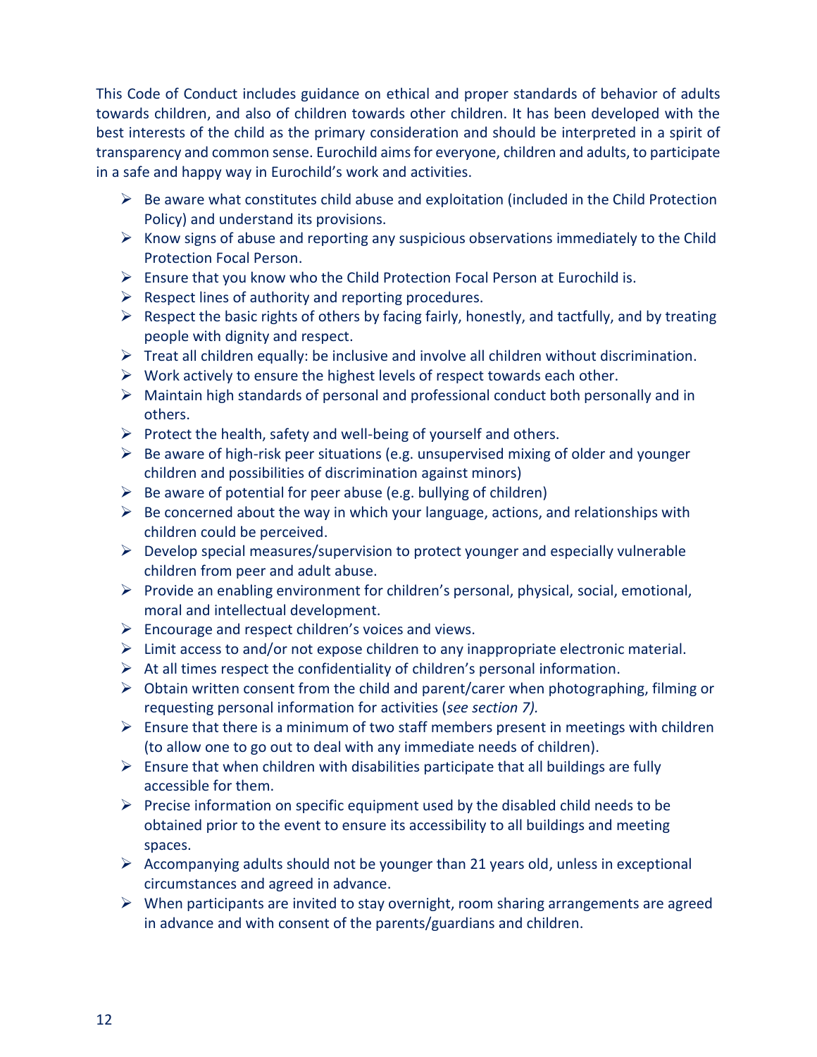This Code of Conduct includes guidance on ethical and proper standards of behavior of adults towards children, and also of children towards other children. It has been developed with the best interests of the child as the primary consideration and should be interpreted in a spirit of transparency and common sense. Eurochild aims for everyone, children and adults, to participate in a safe and happy way in Eurochild's work and activities.

- Be aware what constitutes child abuse and exploitation (included in the Child Protection Policy) and understand its provisions.
- Know signs of abuse and reporting any suspicious observations immediately to the Child Protection Focal Person.
- Ensure that you know who the Child Protection Focal Person at Eurochild is.
- Respect lines of authority and reporting procedures.
- Respect the basic rights of others by facing fairly, honestly, and tactfully, and by treating people with dignity and respect.
- Treat all children equally: be inclusive and involve all children without discrimination.
- Work actively to ensure the highest levels of respect towards each other.
- Maintain high standards of personal and professional conduct both personally and in others.
- Protect the health, safety and well-being of yourself and others.
- Be aware of high-risk peer situations (e.g. unsupervised mixing of older and younger children and possibilities of discrimination against minors)
- Be aware of potential for peer abuse (e.g. bullying of children)
- Be concerned about the way in which your language, actions, and relationships with children could be perceived.
- Develop special measures/supervision to protect younger and especially vulnerable children from peer and adult abuse.
- Provide an enabling environment for children's personal, physical, social, emotional, moral and intellectual development.
- Encourage and respect children's voices and views.
- Limit access to and/or not expose children to any inappropriate electronic material.
- At all times respect the confidentiality of children's personal information.
- Obtain written consent from the child and parent/carer when photographing, filming or requesting personal information for activities (*see section 7).*
- Ensure that there is a minimum of two staff members present in meetings with children (to allow one to go out to deal with any immediate needs of children).
- Ensure that when children with disabilities participate that all buildings are fully accessible for them.
- Precise information on specific equipment used by the disabled child needs to be obtained prior to the event to ensure its accessibility to all buildings and meeting spaces.
- Accompanying adults should not be younger than 21 years old, unless in exceptional circumstances and agreed in advance.
- When participants are invited to stay overnight, room sharing arrangements are agreed in advance and with consent of the parents/guardians and children.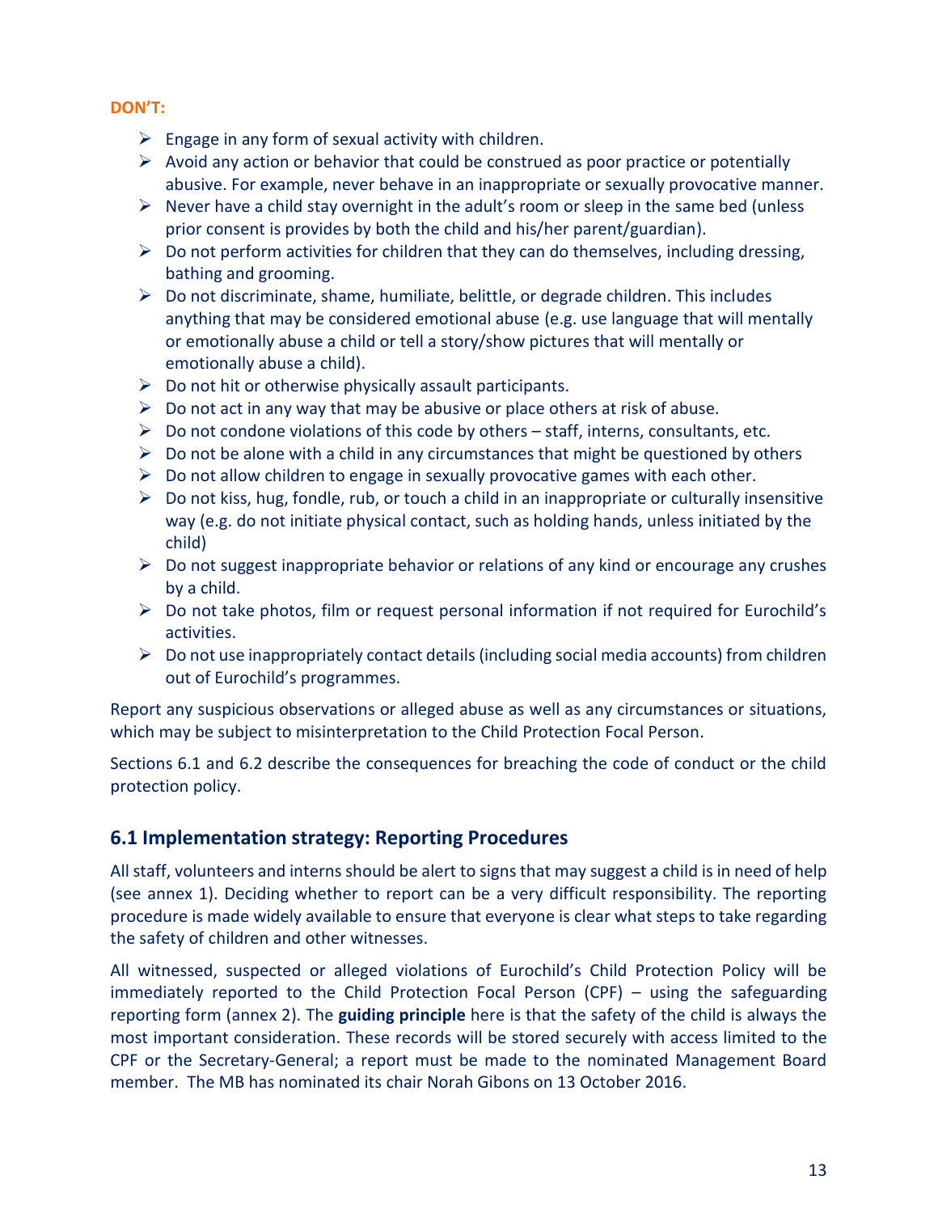**DON'T:**

- Engage in any form of sexual activity with children.
- Avoid any action or behavior that could be construed as poor practice or potentially abusive. For example, never behave in an inappropriate or sexually provocative manner.
- Never have a child stay overnight in the adult's room or sleep in the same bed (unless prior consent is provides by both the child and his/her parent/guardian).
- Do not perform activities for children that they can do themselves, including dressing, bathing and grooming.
- Do not discriminate, shame, humiliate, belittle, or degrade children. This includes anything that may be considered emotional abuse (e.g. use language that will mentally or emotionally abuse a child or tell a story/show pictures that will mentally or emotionally abuse a child).
- Do not hit or otherwise physically assault participants.
- Do not act in any way that may be abusive or place others at risk of abuse.
- Do not condone violations of this code by others – staff, interns, consultants, etc.
- Do not be alone with a child in any circumstances that might be questioned by others
- Do not allow children to engage in sexually provocative games with each other.
- Do not kiss, hug, fondle, rub, or touch a child in an inappropriate or culturally insensitive way (e.g. do not initiate physical contact, such as holding hands, unless initiated by the child)
- Do not suggest inappropriate behavior or relations of any kind or encourage any crushes by a child.
- Do not take photos, film or request personal information if not required for Eurochild's activities.
- Do not use inappropriately contact details (including social media accounts) from children out of Eurochild's programmes.

Report any suspicious observations or alleged abuse as well as any circumstances or situations, which may be subject to misinterpretation to the Child Protection Focal Person.

Sections 6.1 and 6.2 describe the consequences for breaching the code of conduct or the child protection policy.

## 6.1 Implementation strategy: Reporting Procedures

All staff, volunteers and interns should be alert to signs that may suggest a child is in need of help (see annex 1). Deciding whether to report can be a very difficult responsibility. The reporting procedure is made widely available to ensure that everyone is clear what steps to take regarding the safety of children and other witnesses.

All witnessed, suspected or alleged violations of Eurochild's Child Protection Policy will be immediately reported to the Child Protection Focal Person (CPF) – using the safeguarding reporting form (annex 2). The **guiding principle** here is that the safety of the child is always the most important consideration. These records will be stored securely with access limited to the CPF or the Secretary-General; a report must be made to the nominated Management Board member. The MB has nominated its chair Norah Gibons on 13 October 2016.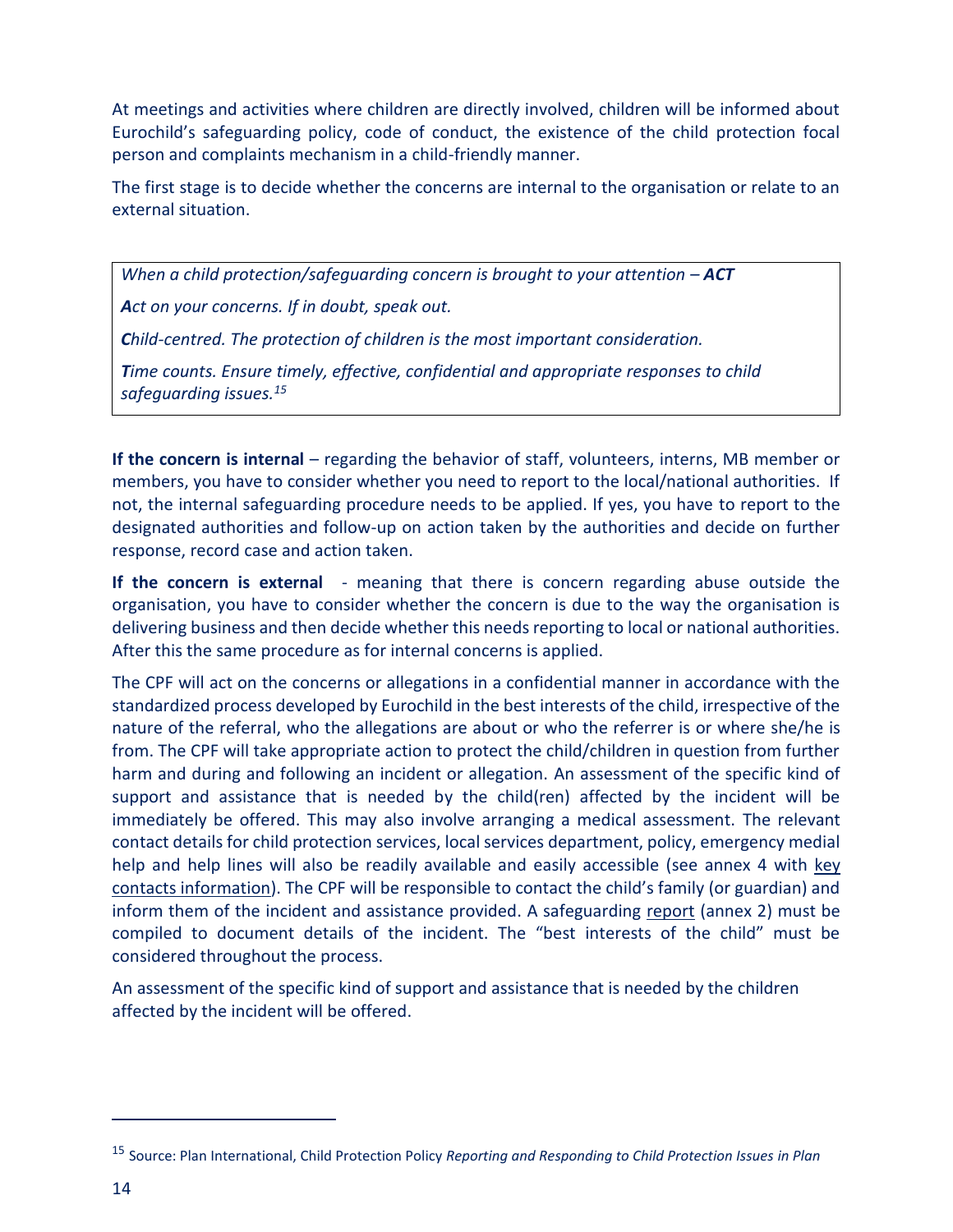At meetings and activities where children are directly involved, children will be informed about Eurochild's safeguarding policy, code of conduct, the existence of the child protection focal person and complaints mechanism in a child-friendly manner.

The first stage is to decide whether the concerns are internal to the organisation or relate to an external situation.

> *When a child protection/safeguarding concern is brought to your attention – **ACT***
>
> ***A**ct on your concerns. If in doubt, speak out.*
>
> ***C**hild-centred. The protection of children is the most important consideration.*
>
> ***T**ime counts. Ensure timely, effective, confidential and appropriate responses to child safeguarding issues.*[15]

**If the concern is internal** – regarding the behavior of staff, volunteers, interns, MB member or members, you have to consider whether you need to report to the local/national authorities. If not, the internal safeguarding procedure needs to be applied. If yes, you have to report to the designated authorities and follow-up on action taken by the authorities and decide on further response, record case and action taken.

**If the concern is external** - meaning that there is concern regarding abuse outside the organisation, you have to consider whether the concern is due to the way the organisation is delivering business and then decide whether this needs reporting to local or national authorities. After this the same procedure as for internal concerns is applied.

The CPF will act on the concerns or allegations in a confidential manner in accordance with the standardized process developed by Eurochild in the best interests of the child, irrespective of the nature of the referral, who the allegations are about or who the referrer is or where she/he is from. The CPF will take appropriate action to protect the child/children in question from further harm and during and following an incident or allegation. An assessment of the specific kind of support and assistance that is needed by the child(ren) affected by the incident will be immediately be offered. This may also involve arranging a medical assessment. The relevant contact details for child protection services, local services department, policy, emergency medial help and help lines will also be readily available and easily accessible (see annex 4 with key contacts information). The CPF will be responsible to contact the child's family (or guardian) and inform them of the incident and assistance provided. A safeguarding report (annex 2) must be compiled to document details of the incident. The "best interests of the child" must be considered throughout the process.

An assessment of the specific kind of support and assistance that is needed by the children affected by the incident will be offered.

---

[15] Source: Plan International, Child Protection Policy *Reporting and Responding to Child Protection Issues in Plan*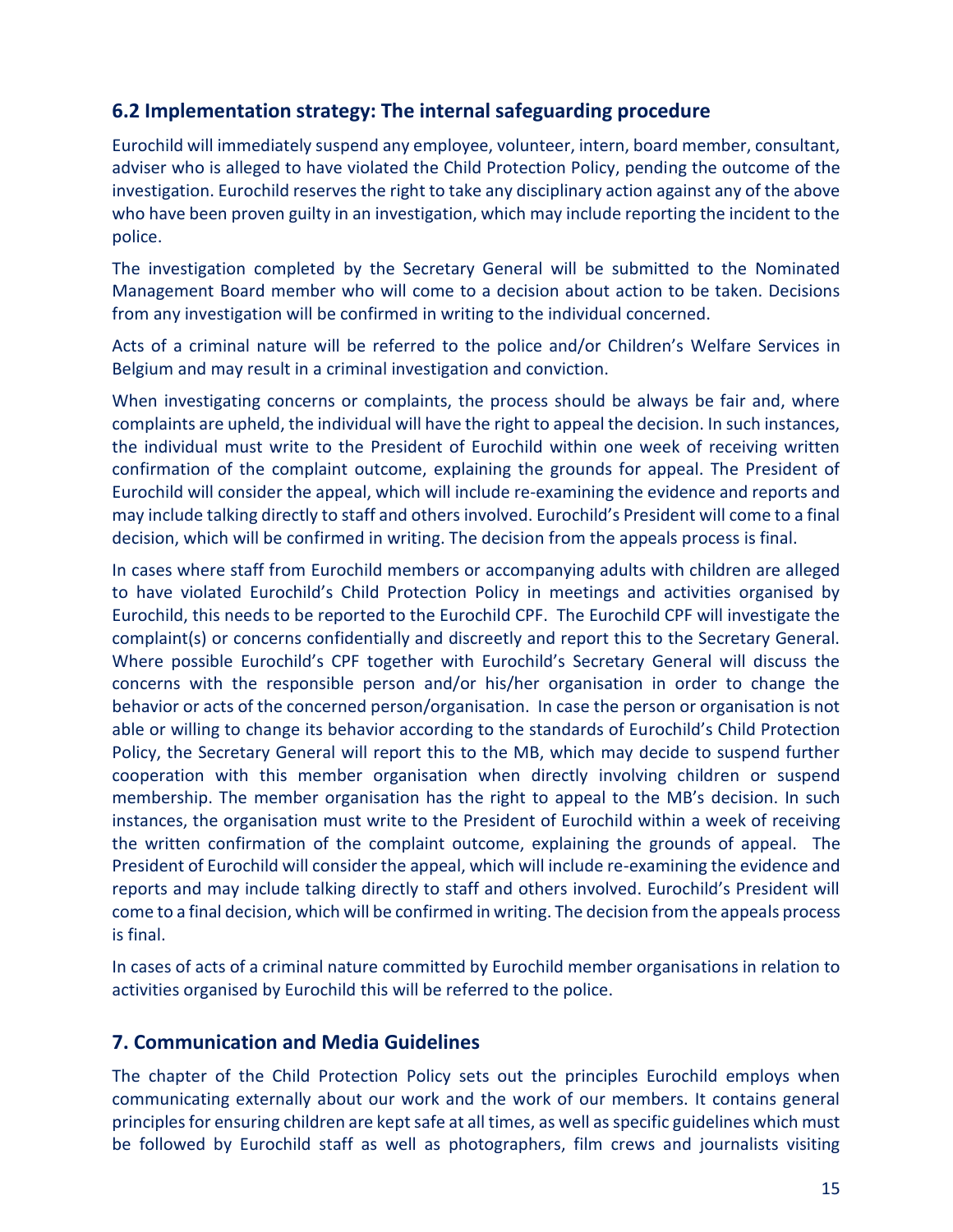## 6.2 Implementation strategy: The internal safeguarding procedure

Eurochild will immediately suspend any employee, volunteer, intern, board member, consultant, adviser who is alleged to have violated the Child Protection Policy, pending the outcome of the investigation. Eurochild reserves the right to take any disciplinary action against any of the above who have been proven guilty in an investigation, which may include reporting the incident to the police.

The investigation completed by the Secretary General will be submitted to the Nominated Management Board member who will come to a decision about action to be taken. Decisions from any investigation will be confirmed in writing to the individual concerned.

Acts of a criminal nature will be referred to the police and/or Children's Welfare Services in Belgium and may result in a criminal investigation and conviction.

When investigating concerns or complaints, the process should be always be fair and, where complaints are upheld, the individual will have the right to appeal the decision. In such instances, the individual must write to the President of Eurochild within one week of receiving written confirmation of the complaint outcome, explaining the grounds for appeal. The President of Eurochild will consider the appeal, which will include re-examining the evidence and reports and may include talking directly to staff and others involved. Eurochild's President will come to a final decision, which will be confirmed in writing. The decision from the appeals process is final.

In cases where staff from Eurochild members or accompanying adults with children are alleged to have violated Eurochild's Child Protection Policy in meetings and activities organised by Eurochild, this needs to be reported to the Eurochild CPF. The Eurochild CPF will investigate the complaint(s) or concerns confidentially and discreetly and report this to the Secretary General. Where possible Eurochild's CPF together with Eurochild's Secretary General will discuss the concerns with the responsible person and/or his/her organisation in order to change the behavior or acts of the concerned person/organisation. In case the person or organisation is not able or willing to change its behavior according to the standards of Eurochild's Child Protection Policy, the Secretary General will report this to the MB, which may decide to suspend further cooperation with this member organisation when directly involving children or suspend membership. The member organisation has the right to appeal to the MB's decision. In such instances, the organisation must write to the President of Eurochild within a week of receiving the written confirmation of the complaint outcome, explaining the grounds of appeal. The President of Eurochild will consider the appeal, which will include re-examining the evidence and reports and may include talking directly to staff and others involved. Eurochild's President will come to a final decision, which will be confirmed in writing. The decision from the appeals process is final.

In cases of acts of a criminal nature committed by Eurochild member organisations in relation to activities organised by Eurochild this will be referred to the police.

## 7. Communication and Media Guidelines

The chapter of the Child Protection Policy sets out the principles Eurochild employs when communicating externally about our work and the work of our members. It contains general principles for ensuring children are kept safe at all times, as well as specific guidelines which must be followed by Eurochild staff as well as photographers, film crews and journalists visiting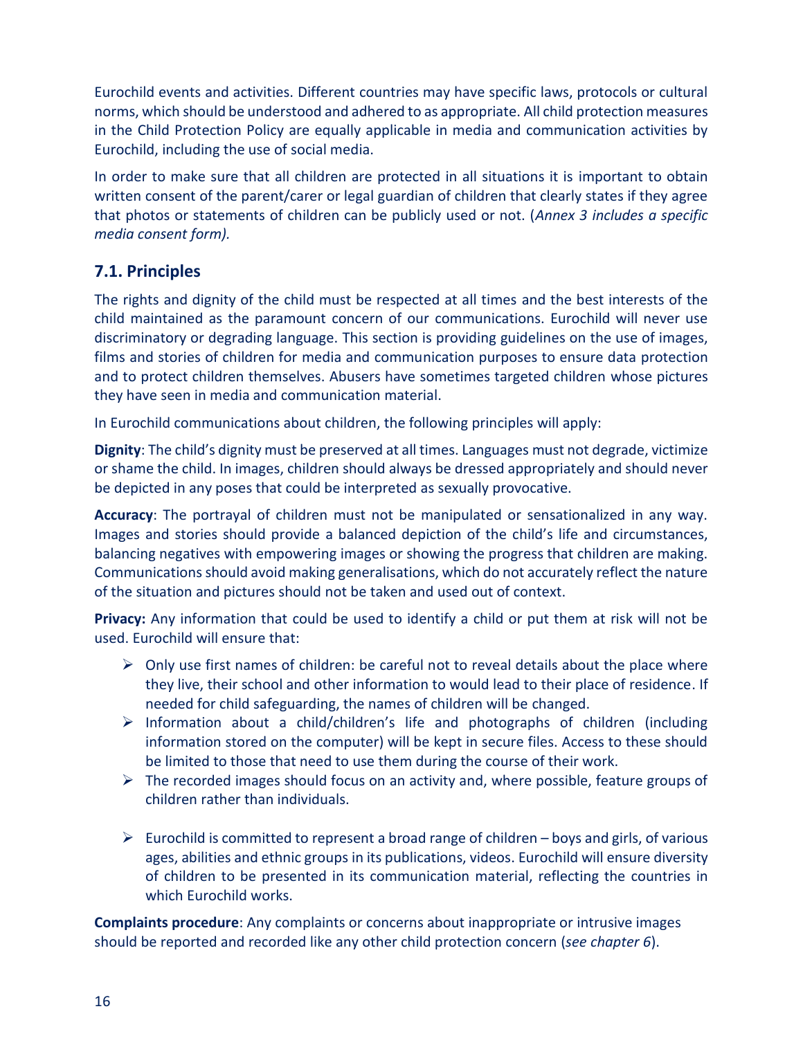Eurochild events and activities. Different countries may have specific laws, protocols or cultural norms, which should be understood and adhered to as appropriate. All child protection measures in the Child Protection Policy are equally applicable in media and communication activities by Eurochild, including the use of social media.

In order to make sure that all children are protected in all situations it is important to obtain written consent of the parent/carer or legal guardian of children that clearly states if they agree that photos or statements of children can be publicly used or not. (*Annex 3 includes a specific media consent form).*

## 7.1. Principles

The rights and dignity of the child must be respected at all times and the best interests of the child maintained as the paramount concern of our communications. Eurochild will never use discriminatory or degrading language. This section is providing guidelines on the use of images, films and stories of children for media and communication purposes to ensure data protection and to protect children themselves. Abusers have sometimes targeted children whose pictures they have seen in media and communication material.

In Eurochild communications about children, the following principles will apply:

**Dignity**: The child's dignity must be preserved at all times. Languages must not degrade, victimize or shame the child. In images, children should always be dressed appropriately and should never be depicted in any poses that could be interpreted as sexually provocative.

**Accuracy**: The portrayal of children must not be manipulated or sensationalized in any way. Images and stories should provide a balanced depiction of the child's life and circumstances, balancing negatives with empowering images or showing the progress that children are making. Communications should avoid making generalisations, which do not accurately reflect the nature of the situation and pictures should not be taken and used out of context.

**Privacy:** Any information that could be used to identify a child or put them at risk will not be used. Eurochild will ensure that:

- Only use first names of children: be careful not to reveal details about the place where they live, their school and other information to would lead to their place of residence. If needed for child safeguarding, the names of children will be changed.
- Information about a child/children's life and photographs of children (including information stored on the computer) will be kept in secure files. Access to these should be limited to those that need to use them during the course of their work.
- The recorded images should focus on an activity and, where possible, feature groups of children rather than individuals.
- Eurochild is committed to represent a broad range of children – boys and girls, of various ages, abilities and ethnic groups in its publications, videos. Eurochild will ensure diversity of children to be presented in its communication material, reflecting the countries in which Eurochild works.

**Complaints procedure**: Any complaints or concerns about inappropriate or intrusive images should be reported and recorded like any other child protection concern (*see chapter 6*).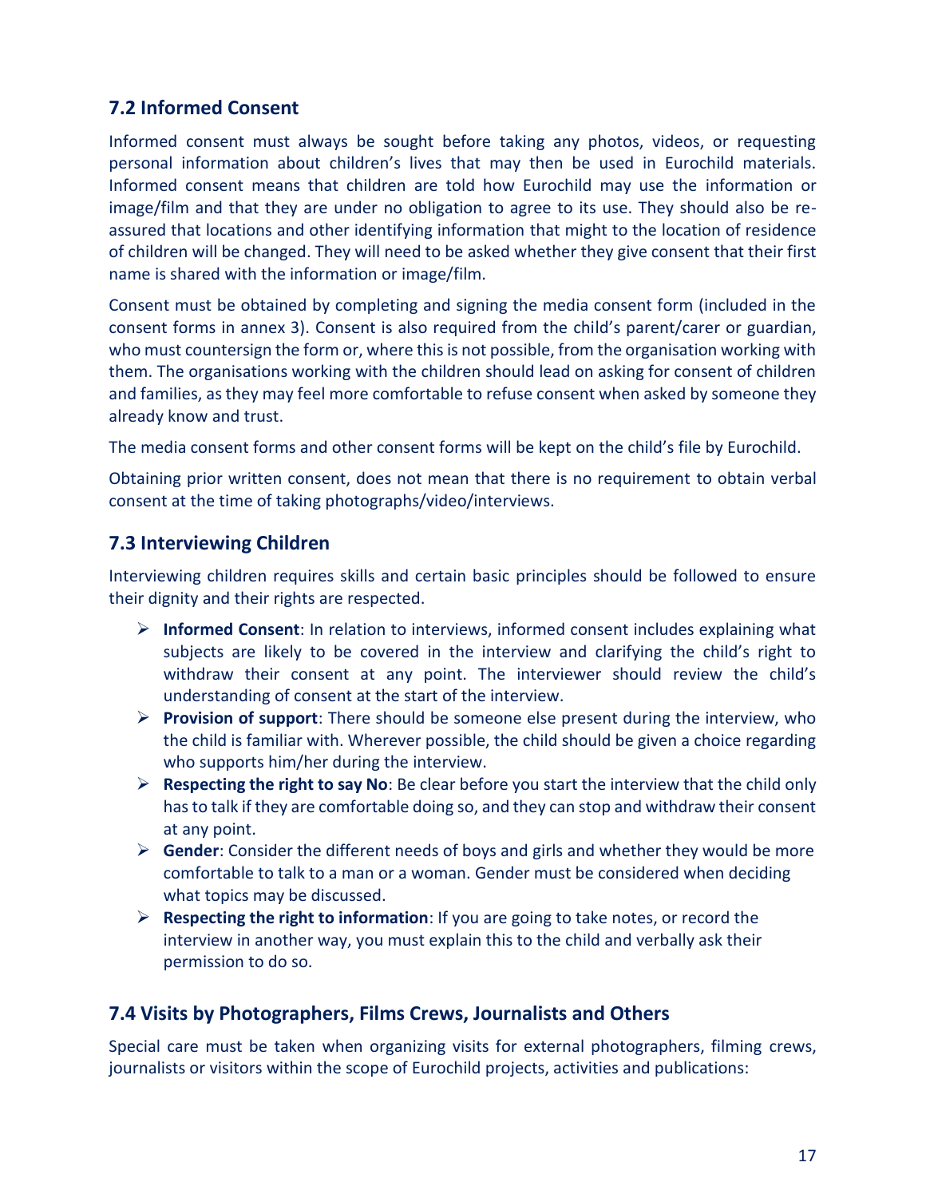## 7.2 Informed Consent

Informed consent must always be sought before taking any photos, videos, or requesting personal information about children's lives that may then be used in Eurochild materials. Informed consent means that children are told how Eurochild may use the information or image/film and that they are under no obligation to agree to its use. They should also be re-assured that locations and other identifying information that might to the location of residence of children will be changed. They will need to be asked whether they give consent that their first name is shared with the information or image/film.

Consent must be obtained by completing and signing the media consent form (included in the consent forms in annex 3). Consent is also required from the child's parent/carer or guardian, who must countersign the form or, where this is not possible, from the organisation working with them. The organisations working with the children should lead on asking for consent of children and families, as they may feel more comfortable to refuse consent when asked by someone they already know and trust.

The media consent forms and other consent forms will be kept on the child's file by Eurochild.

Obtaining prior written consent, does not mean that there is no requirement to obtain verbal consent at the time of taking photographs/video/interviews.

## 7.3 Interviewing Children

Interviewing children requires skills and certain basic principles should be followed to ensure their dignity and their rights are respected.

- **Informed Consent**: In relation to interviews, informed consent includes explaining what subjects are likely to be covered in the interview and clarifying the child's right to withdraw their consent at any point. The interviewer should review the child's understanding of consent at the start of the interview.
- **Provision of support**: There should be someone else present during the interview, who the child is familiar with. Wherever possible, the child should be given a choice regarding who supports him/her during the interview.
- **Respecting the right to say No**: Be clear before you start the interview that the child only has to talk if they are comfortable doing so, and they can stop and withdraw their consent at any point.
- **Gender**: Consider the different needs of boys and girls and whether they would be more comfortable to talk to a man or a woman. Gender must be considered when deciding what topics may be discussed.
- **Respecting the right to information**: If you are going to take notes, or record the interview in another way, you must explain this to the child and verbally ask their permission to do so.

## 7.4 Visits by Photographers, Films Crews, Journalists and Others

Special care must be taken when organizing visits for external photographers, filming crews, journalists or visitors within the scope of Eurochild projects, activities and publications: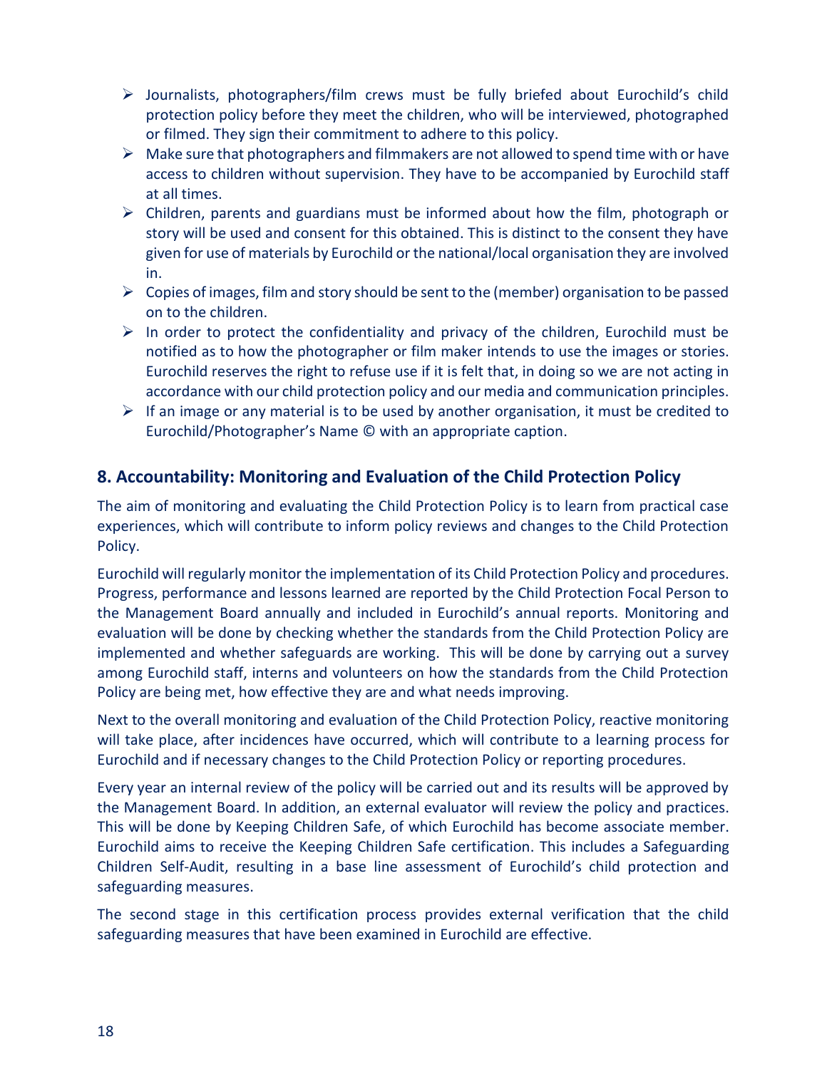- Journalists, photographers/film crews must be fully briefed about Eurochild's child protection policy before they meet the children, who will be interviewed, photographed or filmed. They sign their commitment to adhere to this policy.
- Make sure that photographers and filmmakers are not allowed to spend time with or have access to children without supervision. They have to be accompanied by Eurochild staff at all times.
- Children, parents and guardians must be informed about how the film, photograph or story will be used and consent for this obtained. This is distinct to the consent they have given for use of materials by Eurochild or the national/local organisation they are involved in.
- Copies of images, film and story should be sent to the (member) organisation to be passed on to the children.
- In order to protect the confidentiality and privacy of the children, Eurochild must be notified as to how the photographer or film maker intends to use the images or stories. Eurochild reserves the right to refuse use if it is felt that, in doing so we are not acting in accordance with our child protection policy and our media and communication principles.
- If an image or any material is to be used by another organisation, it must be credited to Eurochild/Photographer's Name © with an appropriate caption.

## 8. Accountability: Monitoring and Evaluation of the Child Protection Policy

The aim of monitoring and evaluating the Child Protection Policy is to learn from practical case experiences, which will contribute to inform policy reviews and changes to the Child Protection Policy.

Eurochild will regularly monitor the implementation of its Child Protection Policy and procedures. Progress, performance and lessons learned are reported by the Child Protection Focal Person to the Management Board annually and included in Eurochild's annual reports. Monitoring and evaluation will be done by checking whether the standards from the Child Protection Policy are implemented and whether safeguards are working. This will be done by carrying out a survey among Eurochild staff, interns and volunteers on how the standards from the Child Protection Policy are being met, how effective they are and what needs improving.

Next to the overall monitoring and evaluation of the Child Protection Policy, reactive monitoring will take place, after incidences have occurred, which will contribute to a learning process for Eurochild and if necessary changes to the Child Protection Policy or reporting procedures.

Every year an internal review of the policy will be carried out and its results will be approved by the Management Board. In addition, an external evaluator will review the policy and practices. This will be done by Keeping Children Safe, of which Eurochild has become associate member. Eurochild aims to receive the Keeping Children Safe certification. This includes a Safeguarding Children Self-Audit, resulting in a base line assessment of Eurochild's child protection and safeguarding measures.

The second stage in this certification process provides external verification that the child safeguarding measures that have been examined in Eurochild are effective.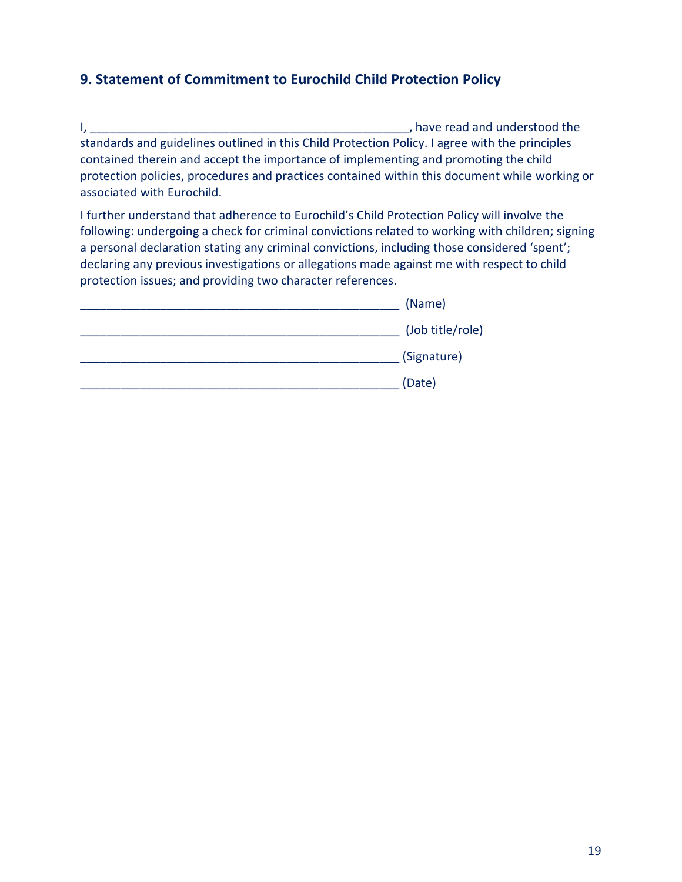## 9. Statement of Commitment to Eurochild Child Protection Policy

I, _________________________________________________, have read and understood the standards and guidelines outlined in this Child Protection Policy. I agree with the principles contained therein and accept the importance of implementing and promoting the child protection policies, procedures and practices contained within this document while working or associated with Eurochild.

I further understand that adherence to Eurochild's Child Protection Policy will involve the following: undergoing a check for criminal convictions related to working with children; signing a personal declaration stating any criminal convictions, including those considered 'spent'; declaring any previous investigations or allegations made against me with respect to child protection issues; and providing two character references.

_________________________________________________ (Name)

_________________________________________________ (Job title/role)

_________________________________________________ (Signature)

_________________________________________________ (Date)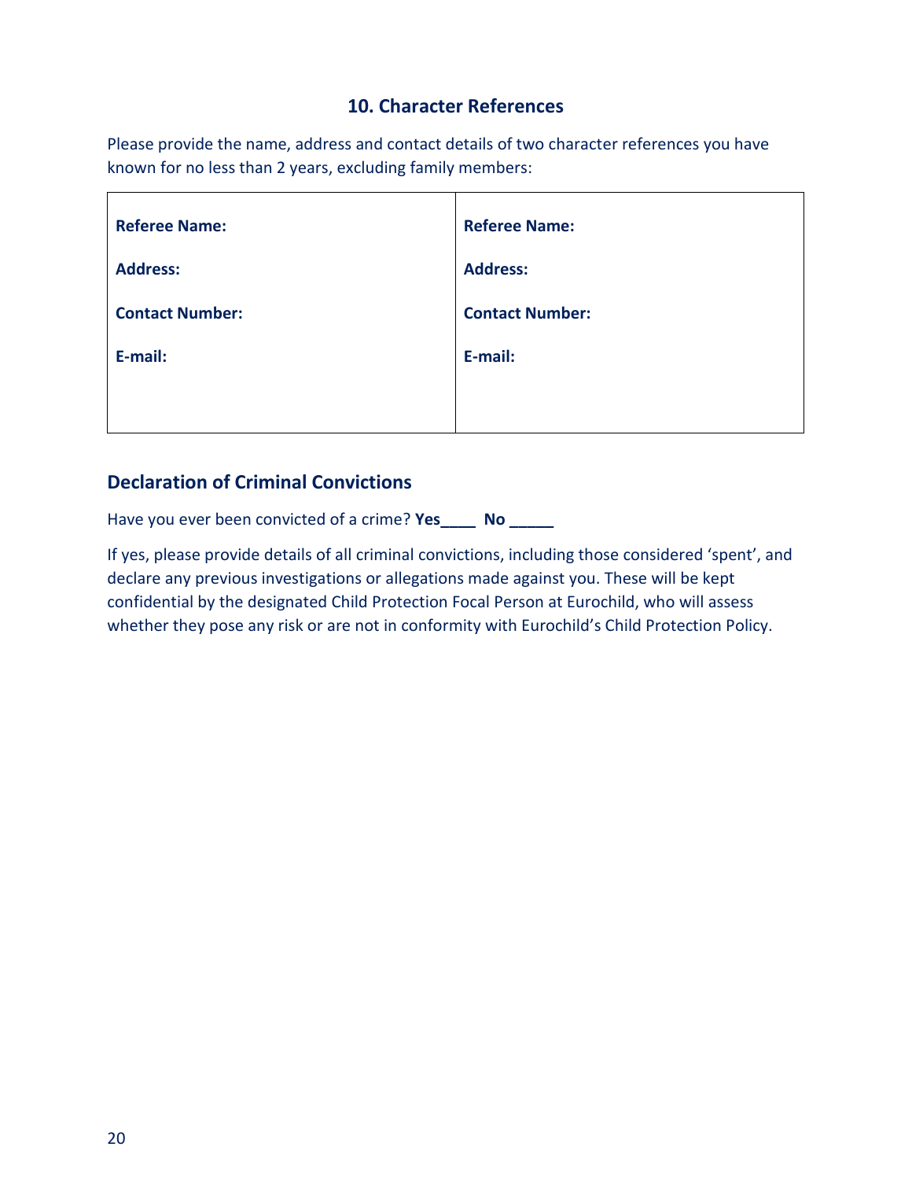## 10. Character References

Please provide the name, address and contact details of two character references you have known for no less than 2 years, excluding family members:

| **Referee Name:** | **Referee Name:** |
|---|---|
| **Address:** | **Address:** |
| **Contact Number:** | **Contact Number:** |
| **E-mail:** | **E-mail:** |

### Declaration of Criminal Convictions

Have you ever been convicted of a crime? **Yes____ No _____**

If yes, please provide details of all criminal convictions, including those considered 'spent', and declare any previous investigations or allegations made against you. These will be kept confidential by the designated Child Protection Focal Person at Eurochild, who will assess whether they pose any risk or are not in conformity with Eurochild's Child Protection Policy.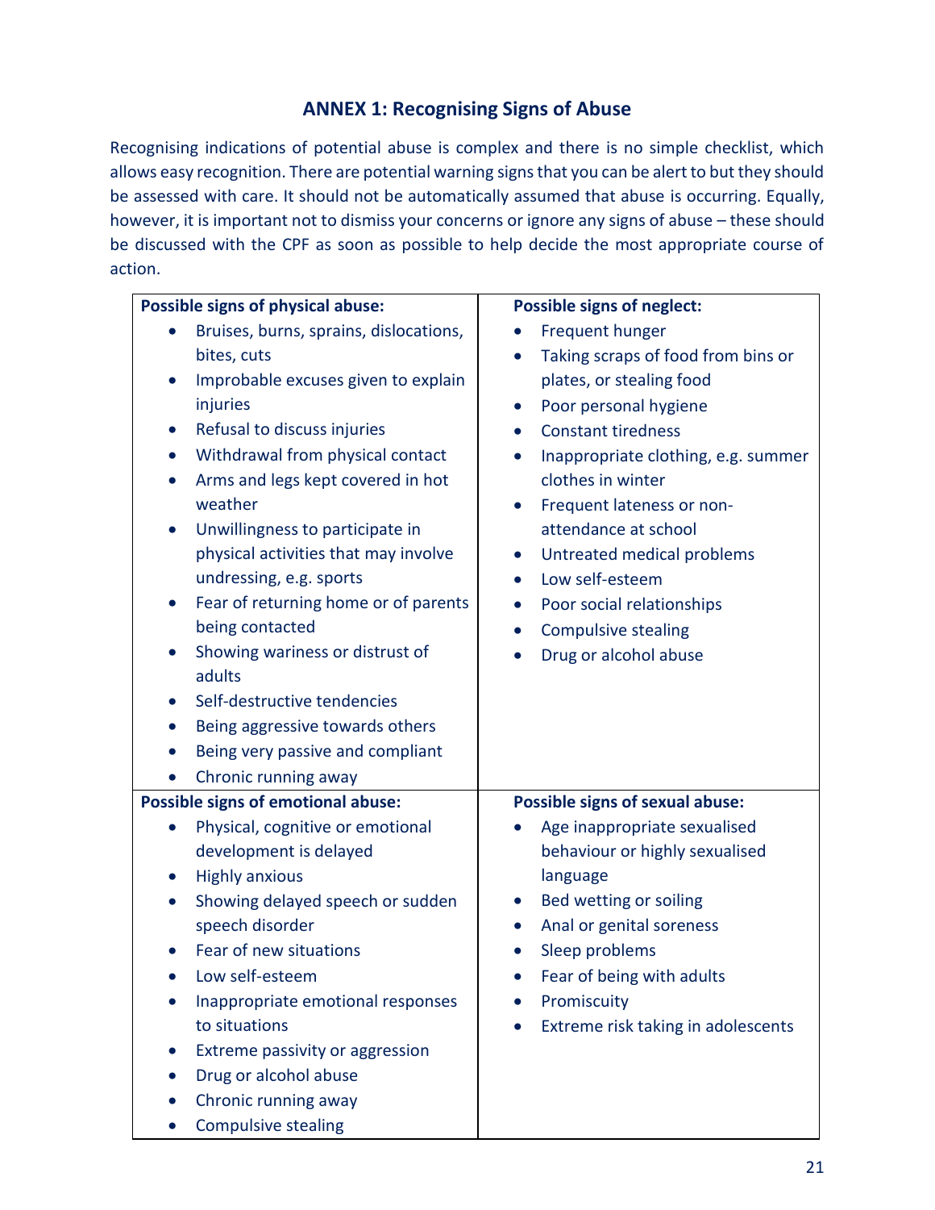## ANNEX 1: Recognising Signs of Abuse

Recognising indications of potential abuse is complex and there is no simple checklist, which allows easy recognition. There are potential warning signs that you can be alert to but they should be assessed with care. It should not be automatically assumed that abuse is occurring. Equally, however, it is important not to dismiss your concerns or ignore any signs of abuse – these should be discussed with the CPF as soon as possible to help decide the most appropriate course of action.

**Possible signs of physical abuse:**

- Bruises, burns, sprains, dislocations, bites, cuts
- Improbable excuses given to explain injuries
- Refusal to discuss injuries
- Withdrawal from physical contact
- Arms and legs kept covered in hot weather
- Unwillingness to participate in physical activities that may involve undressing, e.g. sports
- Fear of returning home or of parents being contacted
- Showing wariness or distrust of adults
- Self-destructive tendencies
- Being aggressive towards others
- Being very passive and compliant
- Chronic running away

**Possible signs of neglect:**

- Frequent hunger
- Taking scraps of food from bins or plates, or stealing food
- Poor personal hygiene
- Constant tiredness
- Inappropriate clothing, e.g. summer clothes in winter
- Frequent lateness or non-attendance at school
- Untreated medical problems
- Low self-esteem
- Poor social relationships
- Compulsive stealing
- Drug or alcohol abuse

**Possible signs of emotional abuse:**

- Physical, cognitive or emotional development is delayed
- Highly anxious
- Showing delayed speech or sudden speech disorder
- Fear of new situations
- Low self-esteem
- Inappropriate emotional responses to situations
- Extreme passivity or aggression
- Drug or alcohol abuse
- Chronic running away
- Compulsive stealing

**Possible signs of sexual abuse:**

- Age inappropriate sexualised behaviour or highly sexualised language
- Bed wetting or soiling
- Anal or genital soreness
- Sleep problems
- Fear of being with adults
- Promiscuity
- Extreme risk taking in adolescents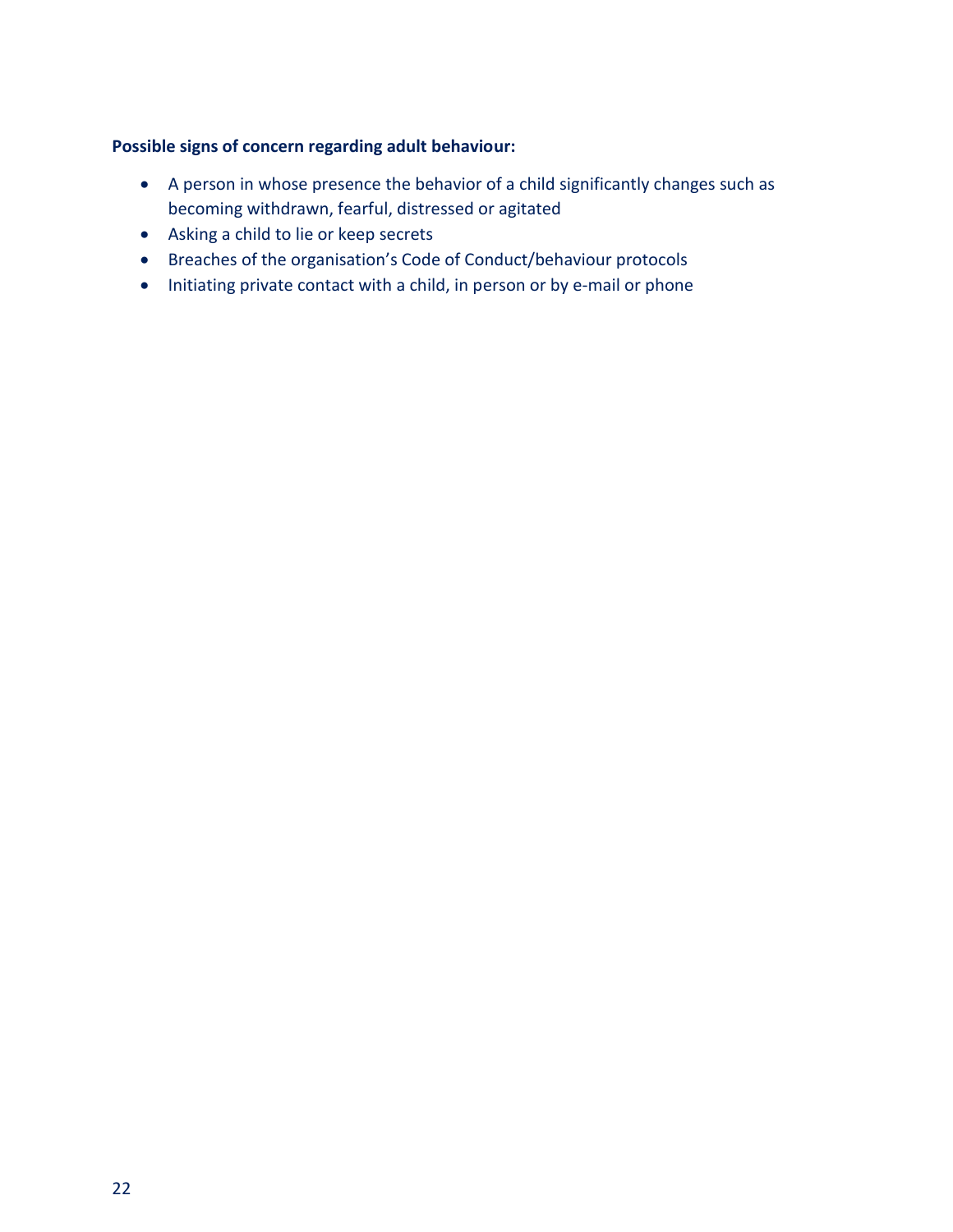**Possible signs of concern regarding adult behaviour:**

- A person in whose presence the behavior of a child significantly changes such as becoming withdrawn, fearful, distressed or agitated
- Asking a child to lie or keep secrets
- Breaches of the organisation's Code of Conduct/behaviour protocols
- Initiating private contact with a child, in person or by e-mail or phone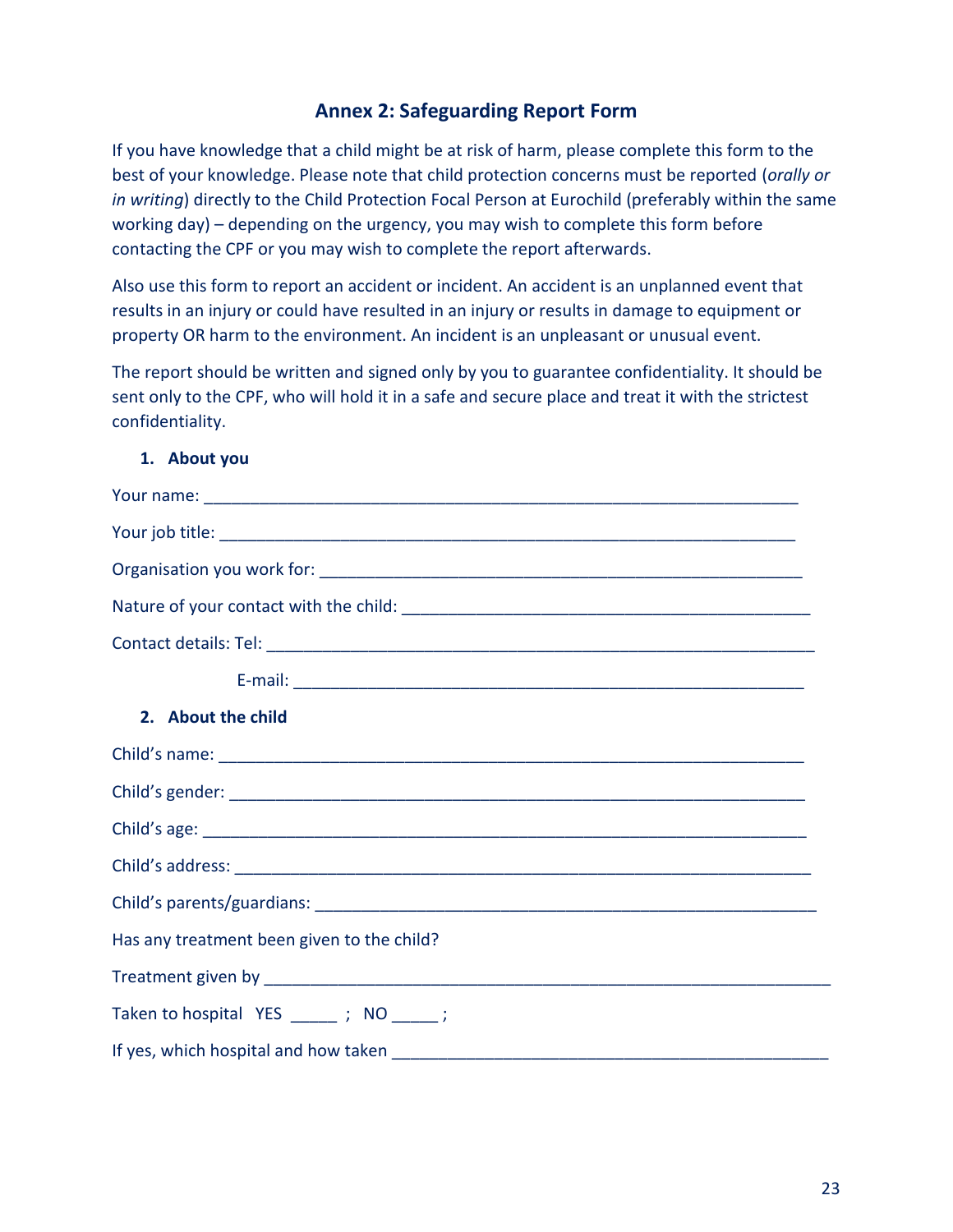## Annex 2: Safeguarding Report Form

If you have knowledge that a child might be at risk of harm, please complete this form to the best of your knowledge. Please note that child protection concerns must be reported (*orally or in writing*) directly to the Child Protection Focal Person at Eurochild (preferably within the same working day) – depending on the urgency, you may wish to complete this form before contacting the CPF or you may wish to complete the report afterwards.

Also use this form to report an accident or incident. An accident is an unplanned event that results in an injury or could have resulted in an injury or results in damage to equipment or property OR harm to the environment. An incident is an unpleasant or unusual event.

The report should be written and signed only by you to guarantee confidentiality. It should be sent only to the CPF, who will hold it in a safe and secure place and treat it with the strictest confidentiality.

### 1. About you

Your name: ___________________________________________________________________

Your job title: _________________________________________________________________

Organisation you work for: _______________________________________________________

Nature of your contact with the child: ________________________________________________

Contact details: Tel: ______________________________________________________________

E-mail: ____________________________________________________________

### 2. About the child

Child's name: __________________________________________________________________

Child's gender: _________________________________________________________________

Child's age: ____________________________________________________________________

Child's address: _________________________________________________________________

Child's parents/guardians: _________________________________________________________

Has any treatment been given to the child?

Treatment given by ______________________________________________________________

Taken to hospital YES _____ ; NO _____ ;

If yes, which hospital and how taken _________________________________________________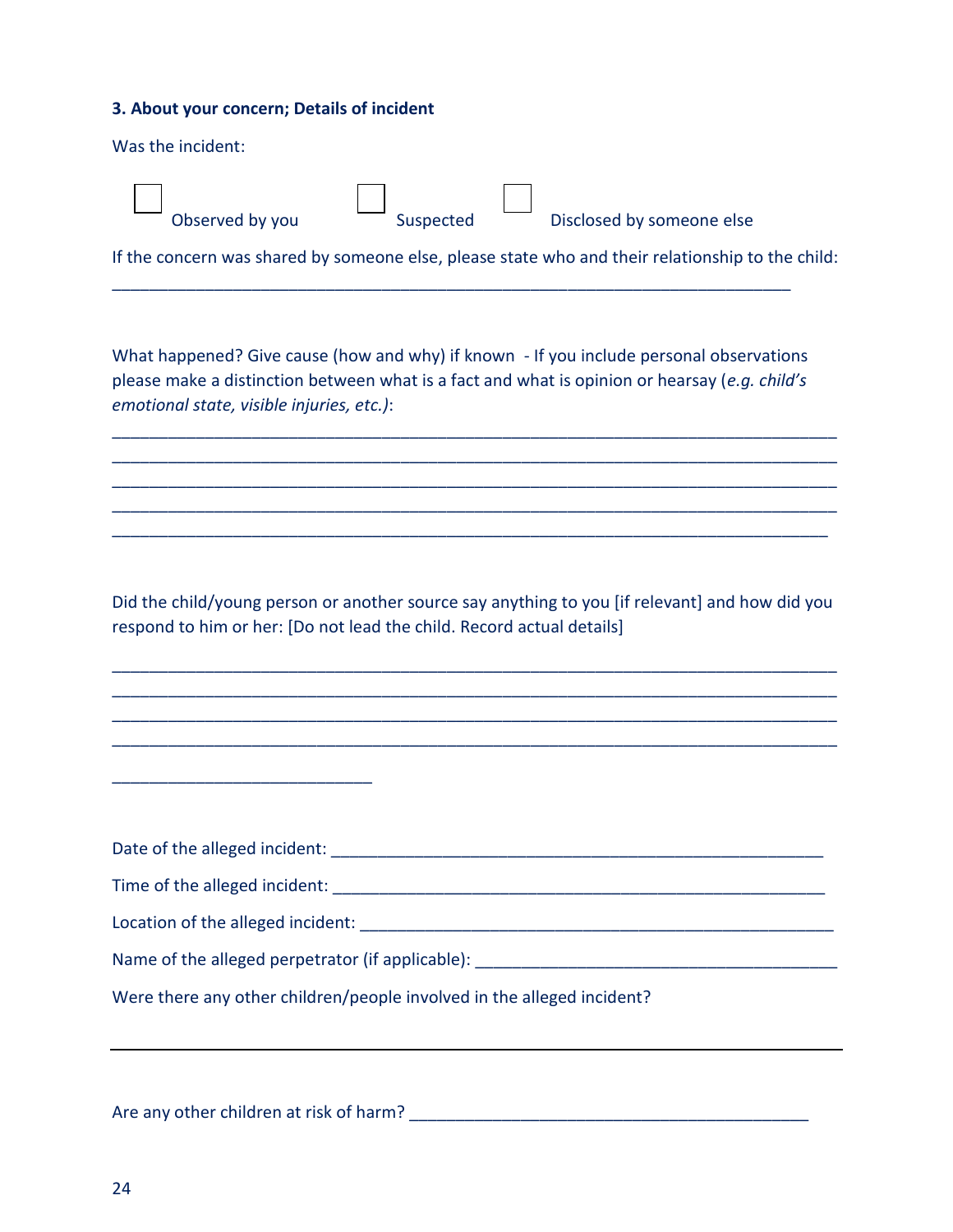**3. About your concern; Details of incident**

Was the incident:

☐ Observed by you ☐ Suspected ☐ Disclosed by someone else

If the concern was shared by someone else, please state who and their relationship to the child:

___________________________________________________________________________

What happened? Give cause (how and why) if known - If you include personal observations please make a distinction between what is a fact and what is opinion or hearsay (*e.g. child's emotional state, visible injuries, etc.)*:

___________________________________________________________________________
___________________________________________________________________________
___________________________________________________________________________
___________________________________________________________________________
___________________________________________________________________________

Did the child/young person or another source say anything to you [if relevant] and how did you respond to him or her: [Do not lead the child. Record actual details]

___________________________________________________________________________
___________________________________________________________________________
___________________________________________________________________________
___________________________________________________________________________

____________________________

Date of the alleged incident: ______________________________________________________

Time of the alleged incident: ______________________________________________________

Location of the alleged incident: ___________________________________________________

Name of the alleged perpetrator (if applicable): _______________________________________

Were there any other children/people involved in the alleged incident?

___________________________________________________________________________

Are any other children at risk of harm? ____________________________________________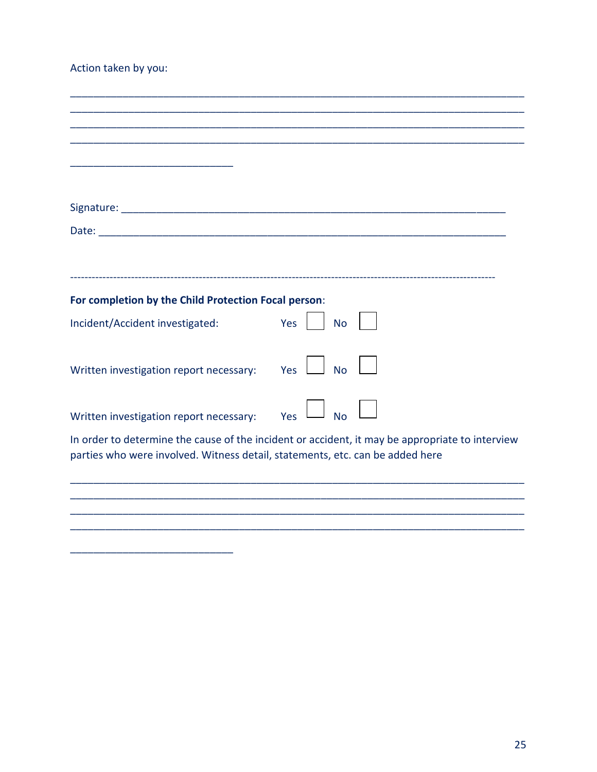Action taken by you:

______________________________________________________________________________
______________________________________________________________________________
______________________________________________________________________________
______________________________________________________________________________

____________________________

Signature: _________________________________________________________________

Date: _____________________________________________________________________

----------------------------------------------------------------------------------------------------------------

**For completion by the Child Protection Focal person**:

Incident/Accident investigated: Yes ☐ No ☐

Written investigation report necessary: Yes ☐ No ☐

Written investigation report necessary: Yes ☐ No ☐

In order to determine the cause of the incident or accident, it may be appropriate to interview parties who were involved. Witness detail, statements, etc. can be added here

______________________________________________________________________________
______________________________________________________________________________
______________________________________________________________________________
______________________________________________________________________________

____________________________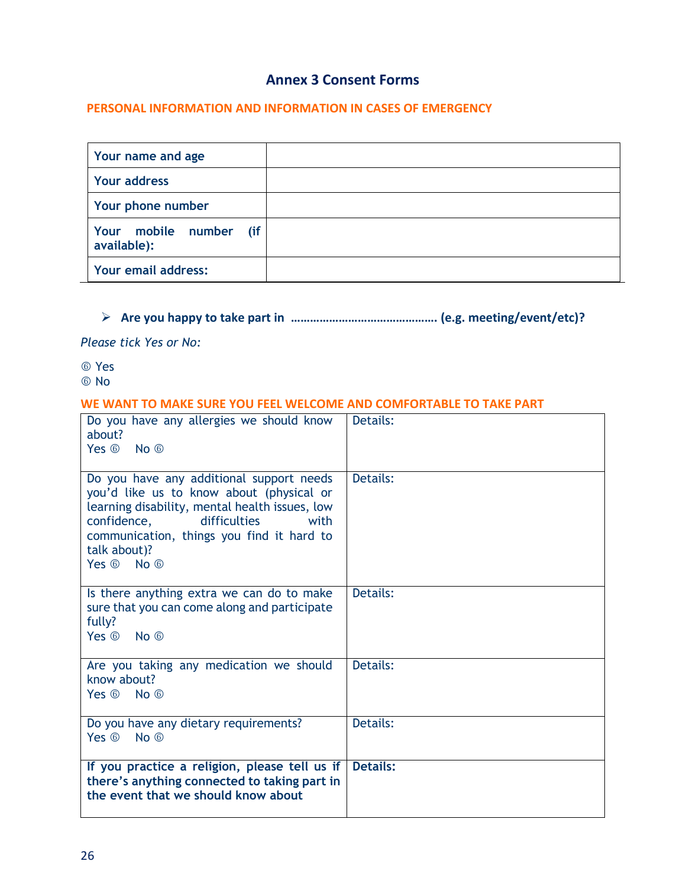## Annex 3 Consent Forms

**PERSONAL INFORMATION AND INFORMATION IN CASES OF EMERGENCY**

| | |
|---|---|
| **Your name and age** | |
| **Your address** | |
| **Your phone number** | |
| **Your mobile number (if available):** | |
| **Your email address:** | |

- **Are you happy to take part in ……………………………………… (e.g. meeting/event/etc)?**

*Please tick Yes or No:*

⑥ Yes
⑥ No

**WE WANT TO MAKE SURE YOU FEEL WELCOME AND COMFORTABLE TO TAKE PART**

| | |
|---|---|
| Do you have any allergies we should know about?<br>Yes ⑥ No ⑥ | Details: |
| Do you have any additional support needs you'd like us to know about (physical or learning disability, mental health issues, low confidence, difficulties with communication, things you find it hard to talk about)?<br>Yes ⑥ No ⑥ | Details: |
| Is there anything extra we can do to make sure that you can come along and participate fully?<br>Yes ⑥ No ⑥ | Details: |
| Are you taking any medication we should know about?<br>Yes ⑥ No ⑥ | Details: |
| Do you have any dietary requirements?<br>Yes ⑥ No ⑥ | Details: |
| **If you practice a religion, please tell us if there's anything connected to taking part in the event that we should know about** | **Details:** |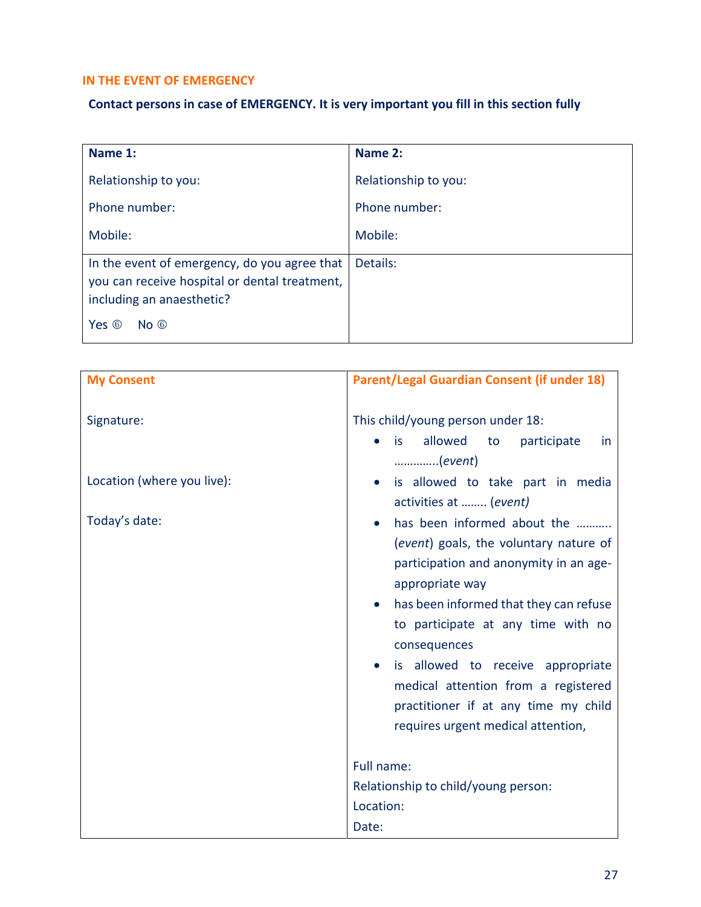## IN THE EVENT OF EMERGENCY

**Contact persons in case of EMERGENCY. It is very important you fill in this section fully**

| **Name 1:**<br>Relationship to you:<br>Phone number:<br>Mobile: | **Name 2:**<br>Relationship to you:<br>Phone number:<br>Mobile: |
|---|---|
| In the event of emergency, do you agree that you can receive hospital or dental treatment, including an anaesthetic?<br>Yes ⑥ No ⑥ | Details: |

| My Consent | Parent/Legal Guardian Consent (if under 18) |
|---|---|
| Signature:<br><br>Location (where you live):<br><br>Today's date: | This child/young person under 18:<br>• is allowed to participate in ………….(*event*)<br>• is allowed to take part in media activities at …….. (*event)*<br>• has been informed about the ………. (*event*) goals, the voluntary nature of participation and anonymity in an age-appropriate way<br>• has been informed that they can refuse to participate at any time with no consequences<br>• is allowed to receive appropriate medical attention from a registered practitioner if at any time my child requires urgent medical attention,<br><br>Full name:<br>Relationship to child/young person:<br>Location:<br>Date: |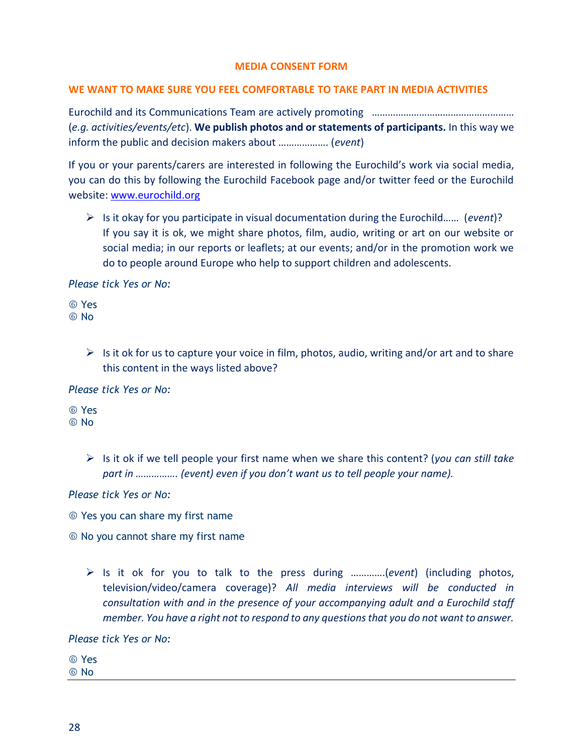# MEDIA CONSENT FORM

## WE WANT TO MAKE SURE YOU FEEL COMFORTABLE TO TAKE PART IN MEDIA ACTIVITIES

Eurochild and its Communications Team are actively promoting ……………………………………………… (*e.g. activities/events/etc*). **We publish photos and or statements of participants.** In this way we inform the public and decision makers about ……………… (*event*)

If you or your parents/carers are interested in following the Eurochild's work via social media, you can do this by following the Eurochild Facebook page and/or twitter feed or the Eurochild website: [www.eurochild.org](www.eurochild.org)

- Is it okay for you participate in visual documentation during the Eurochild…… (*event*)? If you say it is ok, we might share photos, film, audio, writing or art on our website or social media; in our reports or leaflets; at our events; and/or in the promotion work we do to people around Europe who help to support children and adolescents.

*Please tick Yes or No:*

⑥ Yes
⑥ No

- Is it ok for us to capture your voice in film, photos, audio, writing and/or art and to share this content in the ways listed above?

*Please tick Yes or No:*

⑥ Yes
⑥ No

- Is it ok if we tell people your first name when we share this content? (*you can still take part in ……………. (event) even if you don't want us to tell people your name).*

*Please tick Yes or No:*

⑥ Yes you can share my first name

⑥ No you cannot share my first name

- Is it ok for you to talk to the press during ………….(*event*) (including photos, television/video/camera coverage)? *All media interviews will be conducted in consultation with and in the presence of your accompanying adult and a Eurochild staff member. You have a right not to respond to any questions that you do not want to answer.*

*Please tick Yes or No:*

⑥ Yes
⑥ No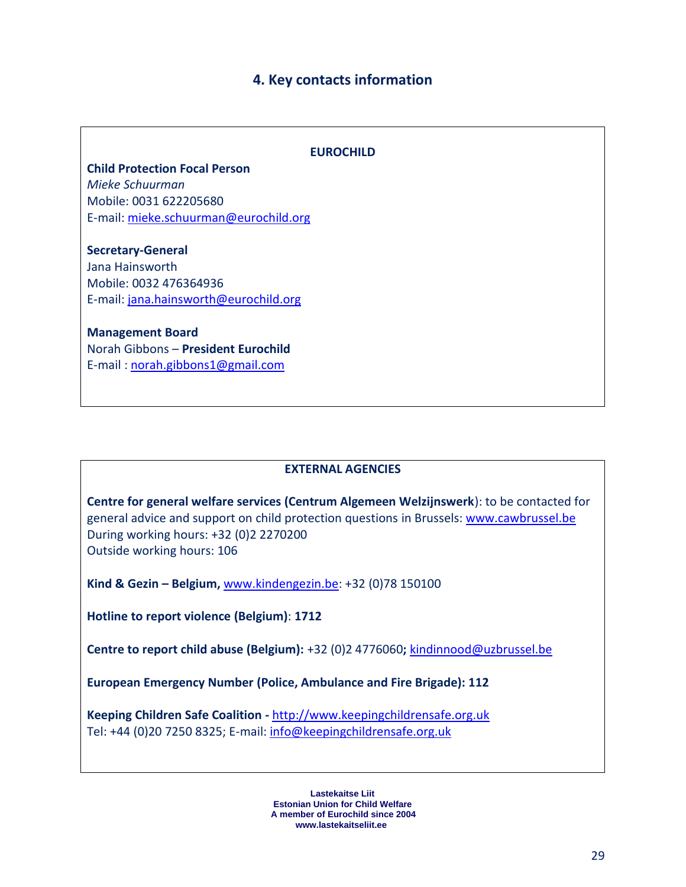## 4. Key contacts information

**EUROCHILD**

**Child Protection Focal Person**
*Mieke Schuurman*
Mobile: 0031 622205680
E-mail: mieke.schuurman@eurochild.org

**Secretary-General**
Jana Hainsworth
Mobile: 0032 476364936
E-mail: jana.hainsworth@eurochild.org

**Management Board**
Norah Gibbons – **President Eurochild**
E-mail : norah.gibbons1@gmail.com

**EXTERNAL AGENCIES**

**Centre for general welfare services (Centrum Algemeen Welzijnswerk**): to be contacted for general advice and support on child protection questions in Brussels: www.cawbrussel.be
During working hours: +32 (0)2 2270200
Outside working hours: 106

**Kind & Gezin – Belgium,** www.kindengezin.be: +32 (0)78 150100

**Hotline to report violence (Belgium)**: **1712**

**Centre to report child abuse (Belgium):** +32 (0)2 4776060**;** kindinnood@uzbrussel.be

**European Emergency Number (Police, Ambulance and Fire Brigade): 112**

**Keeping Children Safe Coalition -** http://www.keepingchildrensafe.org.uk
Tel: +44 (0)20 7250 8325; E-mail: info@keepingchildrensafe.org.uk

**Lastekaitse Liit**
**Estonian Union for Child Welfare**
**A member of Eurochild since 2004**
**www.lastekaitseliit.ee**